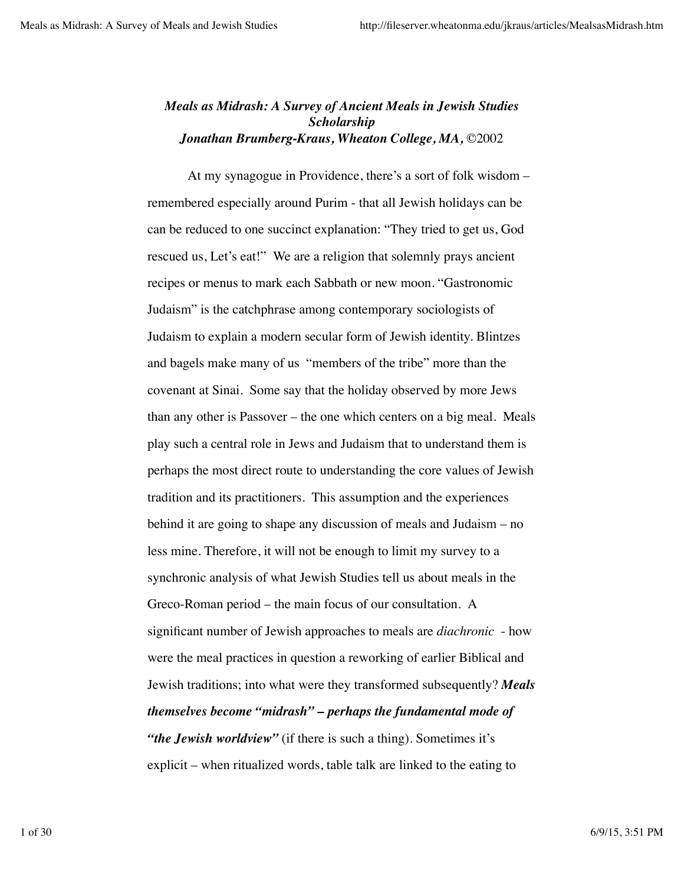***Meals as Midrash: A Survey of Ancient Meals in Jewish Studies Scholarship***
***Jonathan Brumberg-Kraus, Wheaton College, MA,*** ©2002

At my synagogue in Providence, there's a sort of folk wisdom – remembered especially around Purim - that all Jewish holidays can be can be reduced to one succinct explanation: "They tried to get us, God rescued us, Let's eat!" We are a religion that solemnly prays ancient recipes or menus to mark each Sabbath or new moon. "Gastronomic Judaism" is the catchphrase among contemporary sociologists of Judaism to explain a modern secular form of Jewish identity. Blintzes and bagels make many of us "members of the tribe" more than the covenant at Sinai. Some say that the holiday observed by more Jews than any other is Passover – the one which centers on a big meal. Meals play such a central role in Jews and Judaism that to understand them is perhaps the most direct route to understanding the core values of Jewish tradition and its practitioners. This assumption and the experiences behind it are going to shape any discussion of meals and Judaism – no less mine. Therefore, it will not be enough to limit my survey to a synchronic analysis of what Jewish Studies tell us about meals in the Greco-Roman period – the main focus of our consultation. A significant number of Jewish approaches to meals are *diachronic* - how were the meal practices in question a reworking of earlier Biblical and Jewish traditions; into what were they transformed subsequently? ***Meals themselves become "midrash" – perhaps the fundamental mode of "the Jewish worldview"*** (if there is such a thing). Sometimes it's explicit – when ritualized words, table talk are linked to the eating to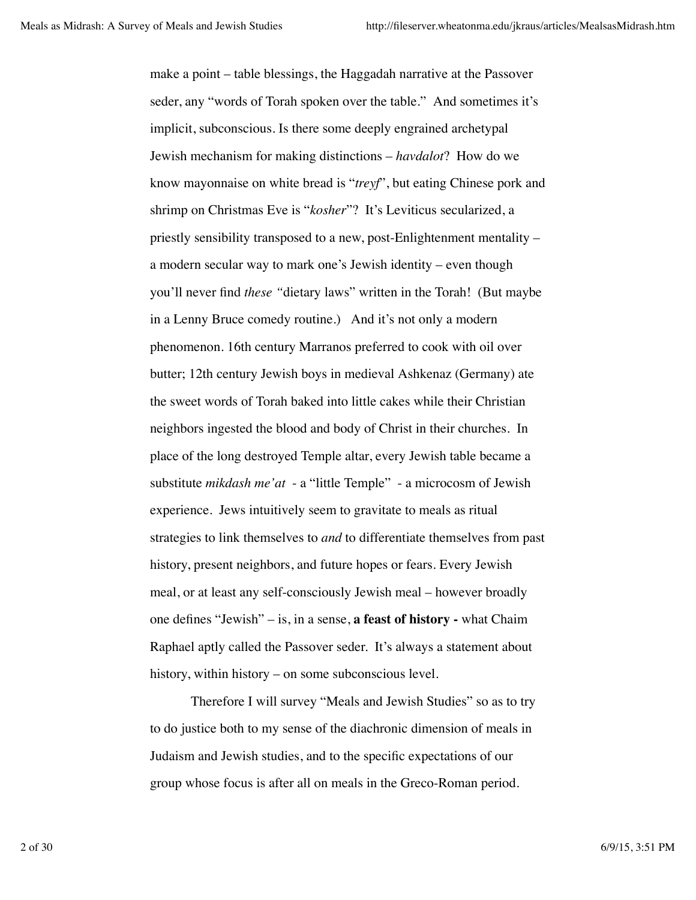make a point – table blessings, the Haggadah narrative at the Passover seder, any "words of Torah spoken over the table." And sometimes it's implicit, subconscious. Is there some deeply engrained archetypal Jewish mechanism for making distinctions – *havdalot*? How do we know mayonnaise on white bread is "*treyf*", but eating Chinese pork and shrimp on Christmas Eve is "*kosher*"? It's Leviticus secularized, a priestly sensibility transposed to a new, post-Enlightenment mentality – a modern secular way to mark one's Jewish identity – even though you'll never find *these "*dietary laws" written in the Torah! (But maybe in a Lenny Bruce comedy routine.) And it's not only a modern phenomenon. 16th century Marranos preferred to cook with oil over butter; 12th century Jewish boys in medieval Ashkenaz (Germany) ate the sweet words of Torah baked into little cakes while their Christian neighbors ingested the blood and body of Christ in their churches. In place of the long destroyed Temple altar, every Jewish table became a substitute *mikdash me'at* - a "little Temple" - a microcosm of Jewish experience. Jews intuitively seem to gravitate to meals as ritual strategies to link themselves to *and* to differentiate themselves from past history, present neighbors, and future hopes or fears. Every Jewish meal, or at least any self-consciously Jewish meal – however broadly one defines "Jewish" – is, in a sense, **a feast of history -** what Chaim Raphael aptly called the Passover seder. It's always a statement about history, within history – on some subconscious level.

Therefore I will survey "Meals and Jewish Studies" so as to try to do justice both to my sense of the diachronic dimension of meals in Judaism and Jewish studies, and to the specific expectations of our group whose focus is after all on meals in the Greco-Roman period.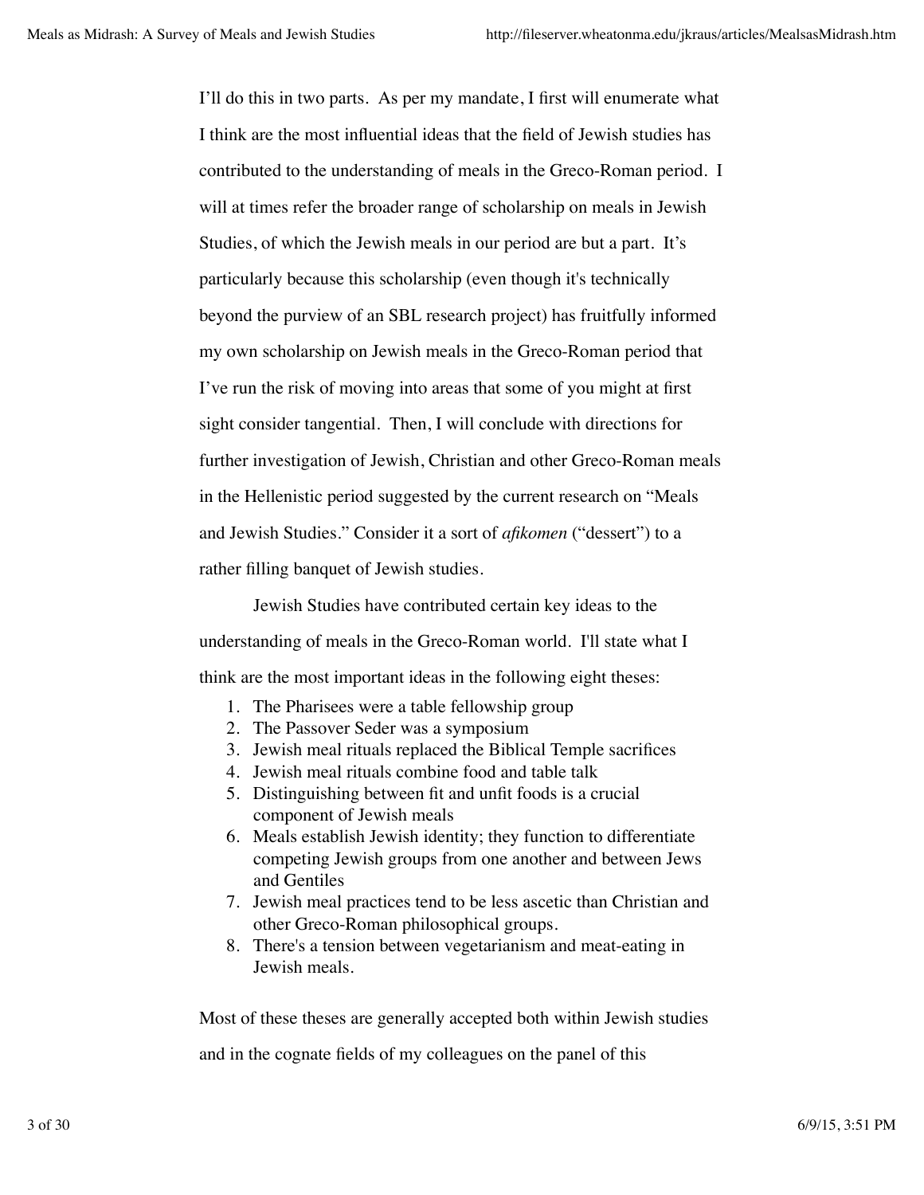I'll do this in two parts. As per my mandate, I first will enumerate what I think are the most influential ideas that the field of Jewish studies has contributed to the understanding of meals in the Greco-Roman period. I will at times refer the broader range of scholarship on meals in Jewish Studies, of which the Jewish meals in our period are but a part. It's particularly because this scholarship (even though it's technically beyond the purview of an SBL research project) has fruitfully informed my own scholarship on Jewish meals in the Greco-Roman period that I've run the risk of moving into areas that some of you might at first sight consider tangential. Then, I will conclude with directions for further investigation of Jewish, Christian and other Greco-Roman meals in the Hellenistic period suggested by the current research on "Meals and Jewish Studies." Consider it a sort of *afikomen* ("dessert") to a rather filling banquet of Jewish studies.

Jewish Studies have contributed certain key ideas to the understanding of meals in the Greco-Roman world. I'll state what I think are the most important ideas in the following eight theses:

1. The Pharisees were a table fellowship group
2. The Passover Seder was a symposium
3. Jewish meal rituals replaced the Biblical Temple sacrifices
4. Jewish meal rituals combine food and table talk
5. Distinguishing between fit and unfit foods is a crucial component of Jewish meals
6. Meals establish Jewish identity; they function to differentiate competing Jewish groups from one another and between Jews and Gentiles
7. Jewish meal practices tend to be less ascetic than Christian and other Greco-Roman philosophical groups.
8. There's a tension between vegetarianism and meat-eating in Jewish meals.

Most of these theses are generally accepted both within Jewish studies and in the cognate fields of my colleagues on the panel of this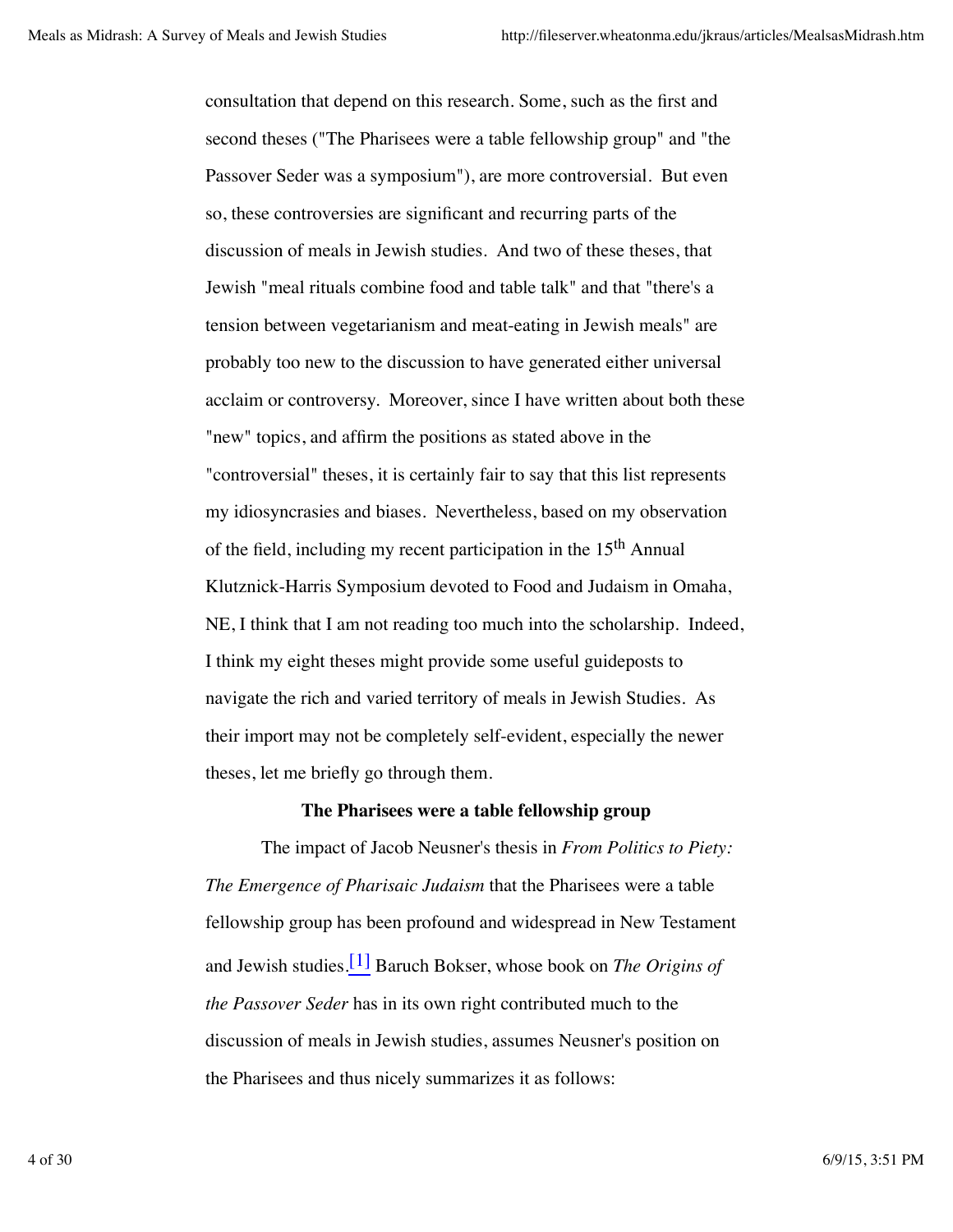consultation that depend on this research. Some, such as the first and second theses ("The Pharisees were a table fellowship group" and "the Passover Seder was a symposium"), are more controversial. But even so, these controversies are significant and recurring parts of the discussion of meals in Jewish studies. And two of these theses, that Jewish "meal rituals combine food and table talk" and that "there's a tension between vegetarianism and meat-eating in Jewish meals" are probably too new to the discussion to have generated either universal acclaim or controversy. Moreover, since I have written about both these "new" topics, and affirm the positions as stated above in the "controversial" theses, it is certainly fair to say that this list represents my idiosyncrasies and biases. Nevertheless, based on my observation of the field, including my recent participation in the 15th Annual Klutznick-Harris Symposium devoted to Food and Judaism in Omaha, NE, I think that I am not reading too much into the scholarship. Indeed, I think my eight theses might provide some useful guideposts to navigate the rich and varied territory of meals in Jewish Studies. As their import may not be completely self-evident, especially the newer theses, let me briefly go through them.

**The Pharisees were a table fellowship group**

The impact of Jacob Neusner's thesis in *From Politics to Piety: The Emergence of Pharisaic Judaism* that the Pharisees were a table fellowship group has been profound and widespread in New Testament and Jewish studies.[1] Baruch Bokser, whose book on *The Origins of the Passover Seder* has in its own right contributed much to the discussion of meals in Jewish studies, assumes Neusner's position on the Pharisees and thus nicely summarizes it as follows: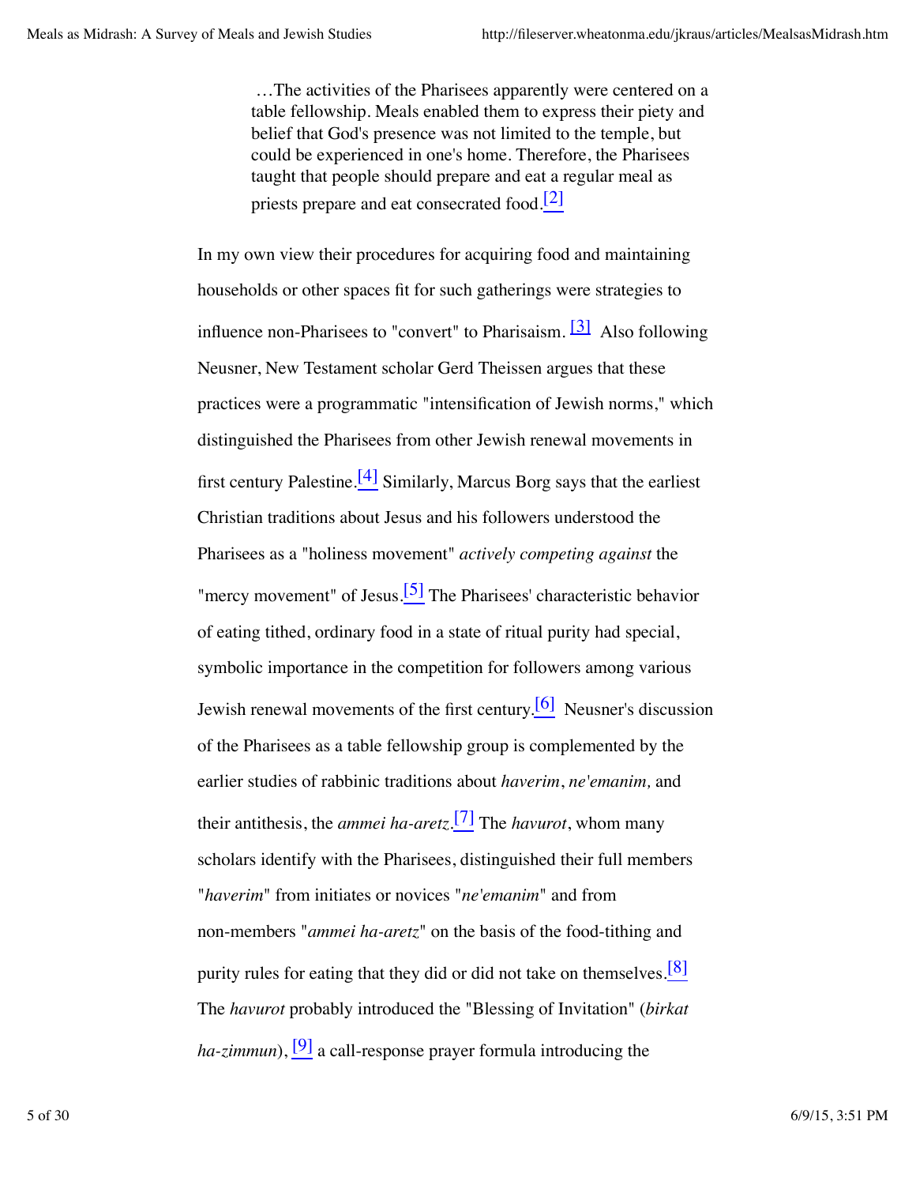> …The activities of the Pharisees apparently were centered on a table fellowship. Meals enabled them to express their piety and belief that God's presence was not limited to the temple, but could be experienced in one's home. Therefore, the Pharisees taught that people should prepare and eat a regular meal as priests prepare and eat consecrated food.[2]

In my own view their procedures for acquiring food and maintaining households or other spaces fit for such gatherings were strategies to influence non-Pharisees to "convert" to Pharisaism. [3] Also following Neusner, New Testament scholar Gerd Theissen argues that these practices were a programmatic "intensification of Jewish norms," which distinguished the Pharisees from other Jewish renewal movements in first century Palestine.[4] Similarly, Marcus Borg says that the earliest Christian traditions about Jesus and his followers understood the Pharisees as a "holiness movement" *actively competing against* the "mercy movement" of Jesus.[5] The Pharisees' characteristic behavior of eating tithed, ordinary food in a state of ritual purity had special, symbolic importance in the competition for followers among various Jewish renewal movements of the first century.[6] Neusner's discussion of the Pharisees as a table fellowship group is complemented by the earlier studies of rabbinic traditions about *haverim*, *ne'emanim,* and their antithesis, the *ammei ha-aretz*.[7] The *havurot*, whom many scholars identify with the Pharisees, distinguished their full members "*haverim*" from initiates or novices "*ne'emanim*" and from non-members "*ammei ha-aretz*" on the basis of the food-tithing and purity rules for eating that they did or did not take on themselves.[8] The *havurot* probably introduced the "Blessing of Invitation" (*birkat ha-zimmun*), [9] a call-response prayer formula introducing the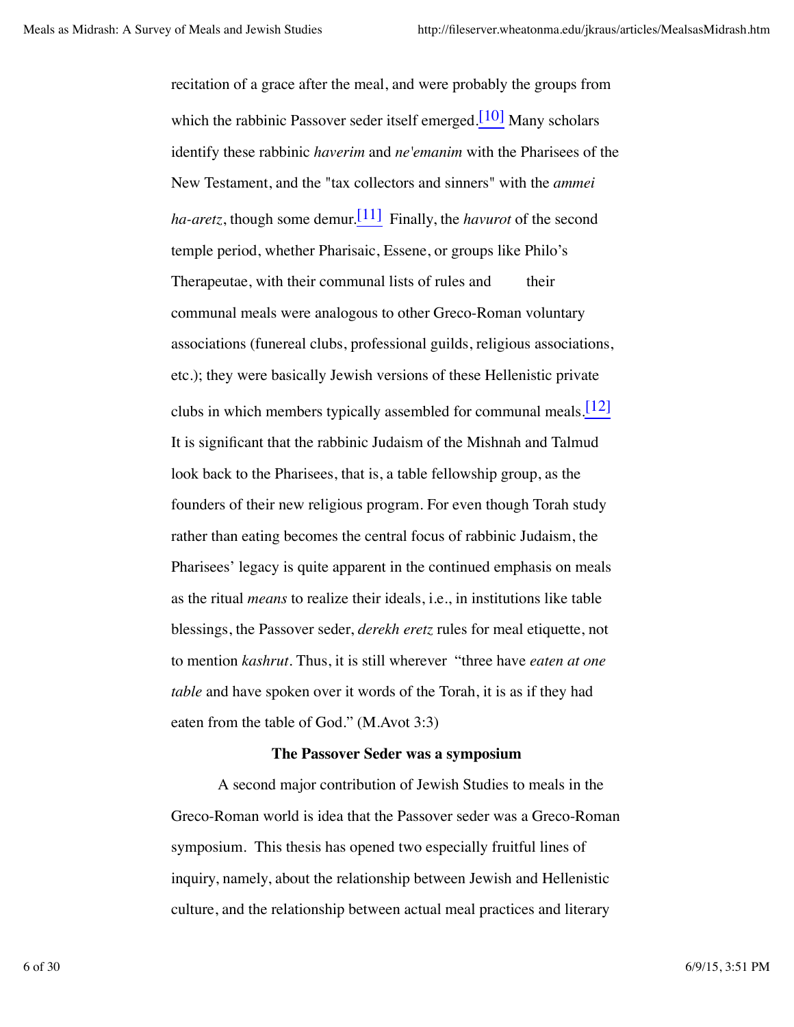recitation of a grace after the meal, and were probably the groups from which the rabbinic Passover seder itself emerged.[10] Many scholars identify these rabbinic *haverim* and *ne'emanim* with the Pharisees of the New Testament, and the "tax collectors and sinners" with the *ammei ha-aretz*, though some demur.[11] Finally, the *havurot* of the second temple period, whether Pharisaic, Essene, or groups like Philo's Therapeutae, with their communal lists of rules and their communal meals were analogous to other Greco-Roman voluntary associations (funereal clubs, professional guilds, religious associations, etc.); they were basically Jewish versions of these Hellenistic private clubs in which members typically assembled for communal meals.[12] It is significant that the rabbinic Judaism of the Mishnah and Talmud look back to the Pharisees, that is, a table fellowship group, as the founders of their new religious program. For even though Torah study rather than eating becomes the central focus of rabbinic Judaism, the Pharisees' legacy is quite apparent in the continued emphasis on meals as the ritual *means* to realize their ideals, i.e., in institutions like table blessings, the Passover seder, *derekh eretz* rules for meal etiquette, not to mention *kashrut*. Thus, it is still wherever "three have *eaten at one table* and have spoken over it words of the Torah, it is as if they had eaten from the table of God." (M.Avot 3:3)

**The Passover Seder was a symposium**

A second major contribution of Jewish Studies to meals in the Greco-Roman world is idea that the Passover seder was a Greco-Roman symposium. This thesis has opened two especially fruitful lines of inquiry, namely, about the relationship between Jewish and Hellenistic culture, and the relationship between actual meal practices and literary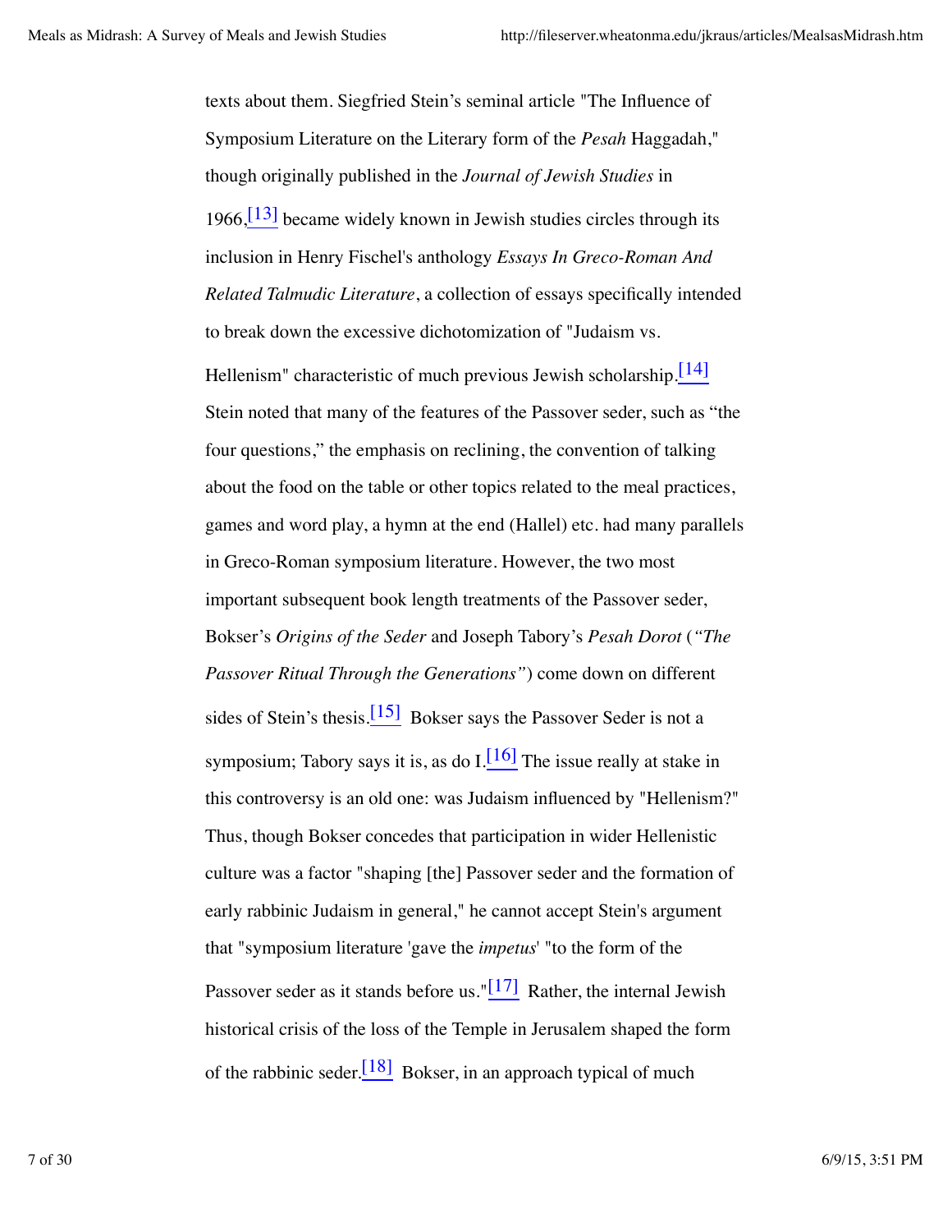texts about them. Siegfried Stein's seminal article "The Influence of Symposium Literature on the Literary form of the *Pesah* Haggadah," though originally published in the *Journal of Jewish Studies* in 1966,[13] became widely known in Jewish studies circles through its inclusion in Henry Fischel's anthology *Essays In Greco-Roman And Related Talmudic Literature*, a collection of essays specifically intended to break down the excessive dichotomization of "Judaism vs. Hellenism" characteristic of much previous Jewish scholarship.[14] Stein noted that many of the features of the Passover seder, such as "the four questions," the emphasis on reclining, the convention of talking about the food on the table or other topics related to the meal practices, games and word play, a hymn at the end (Hallel) etc. had many parallels in Greco-Roman symposium literature. However, the two most important subsequent book length treatments of the Passover seder, Bokser's *Origins of the Seder* and Joseph Tabory's *Pesah Dorot* (*"The Passover Ritual Through the Generations"*) come down on different sides of Stein's thesis.[15] Bokser says the Passover Seder is not a symposium; Tabory says it is, as do I.[16] The issue really at stake in this controversy is an old one: was Judaism influenced by "Hellenism?" Thus, though Bokser concedes that participation in wider Hellenistic culture was a factor "shaping [the] Passover seder and the formation of early rabbinic Judaism in general," he cannot accept Stein's argument that "symposium literature 'gave the *impetus*' "to the form of the Passover seder as it stands before us."[17] Rather, the internal Jewish historical crisis of the loss of the Temple in Jerusalem shaped the form of the rabbinic seder.[18] Bokser, in an approach typical of much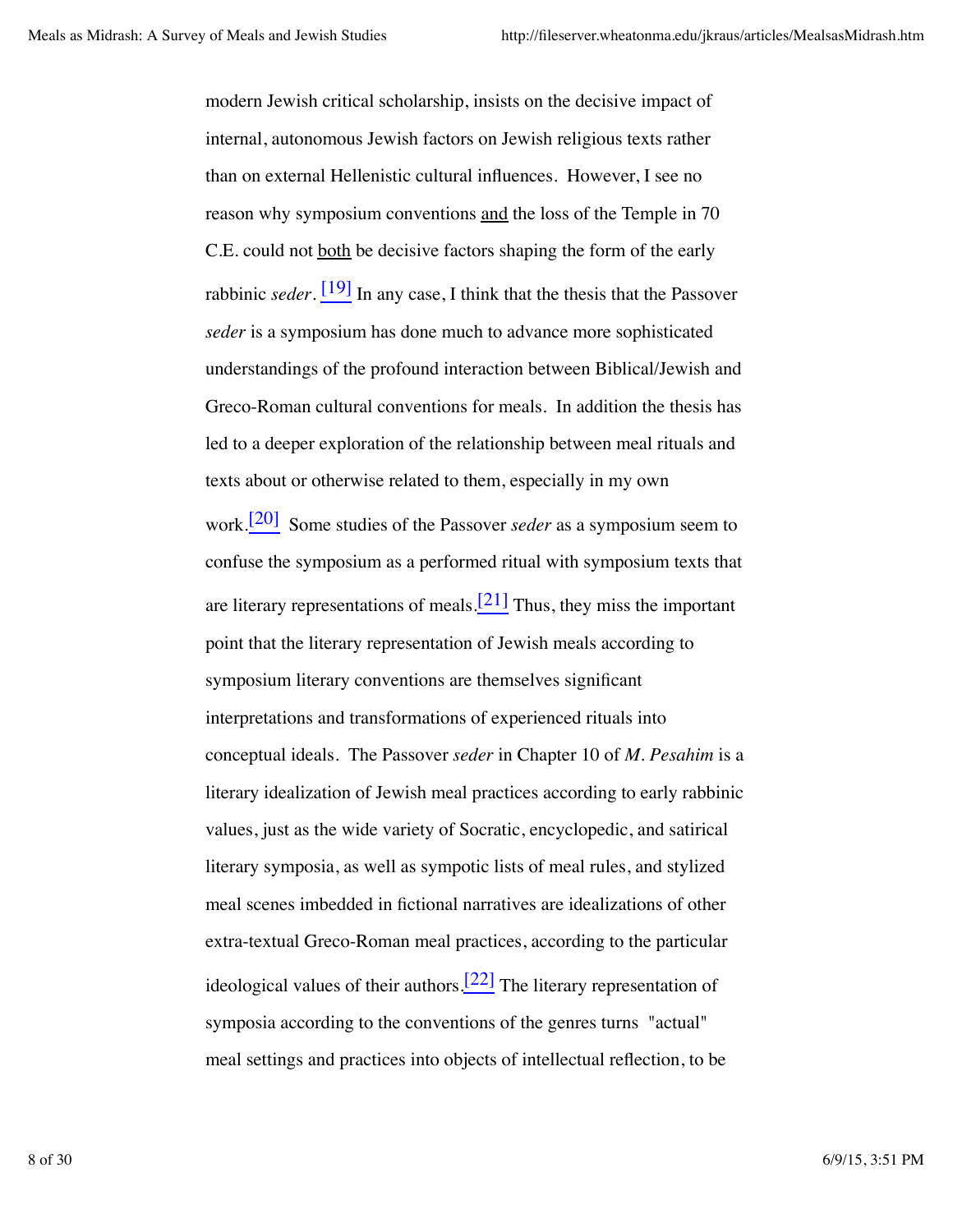modern Jewish critical scholarship, insists on the decisive impact of internal, autonomous Jewish factors on Jewish religious texts rather than on external Hellenistic cultural influences. However, I see no reason why symposium conventions <u>and</u> the loss of the Temple in 70 C.E. could not <u>both</u> be decisive factors shaping the form of the early rabbinic *seder*. [19] In any case, I think that the thesis that the Passover *seder* is a symposium has done much to advance more sophisticated understandings of the profound interaction between Biblical/Jewish and Greco-Roman cultural conventions for meals. In addition the thesis has led to a deeper exploration of the relationship between meal rituals and texts about or otherwise related to them, especially in my own work.[20] Some studies of the Passover *seder* as a symposium seem to confuse the symposium as a performed ritual with symposium texts that are literary representations of meals.[21] Thus, they miss the important point that the literary representation of Jewish meals according to symposium literary conventions are themselves significant interpretations and transformations of experienced rituals into conceptual ideals. The Passover *seder* in Chapter 10 of *M. Pesahim* is a literary idealization of Jewish meal practices according to early rabbinic values, just as the wide variety of Socratic, encyclopedic, and satirical literary symposia, as well as sympotic lists of meal rules, and stylized meal scenes imbedded in fictional narratives are idealizations of other extra-textual Greco-Roman meal practices, according to the particular ideological values of their authors.[22] The literary representation of symposia according to the conventions of the genres turns "actual" meal settings and practices into objects of intellectual reflection, to be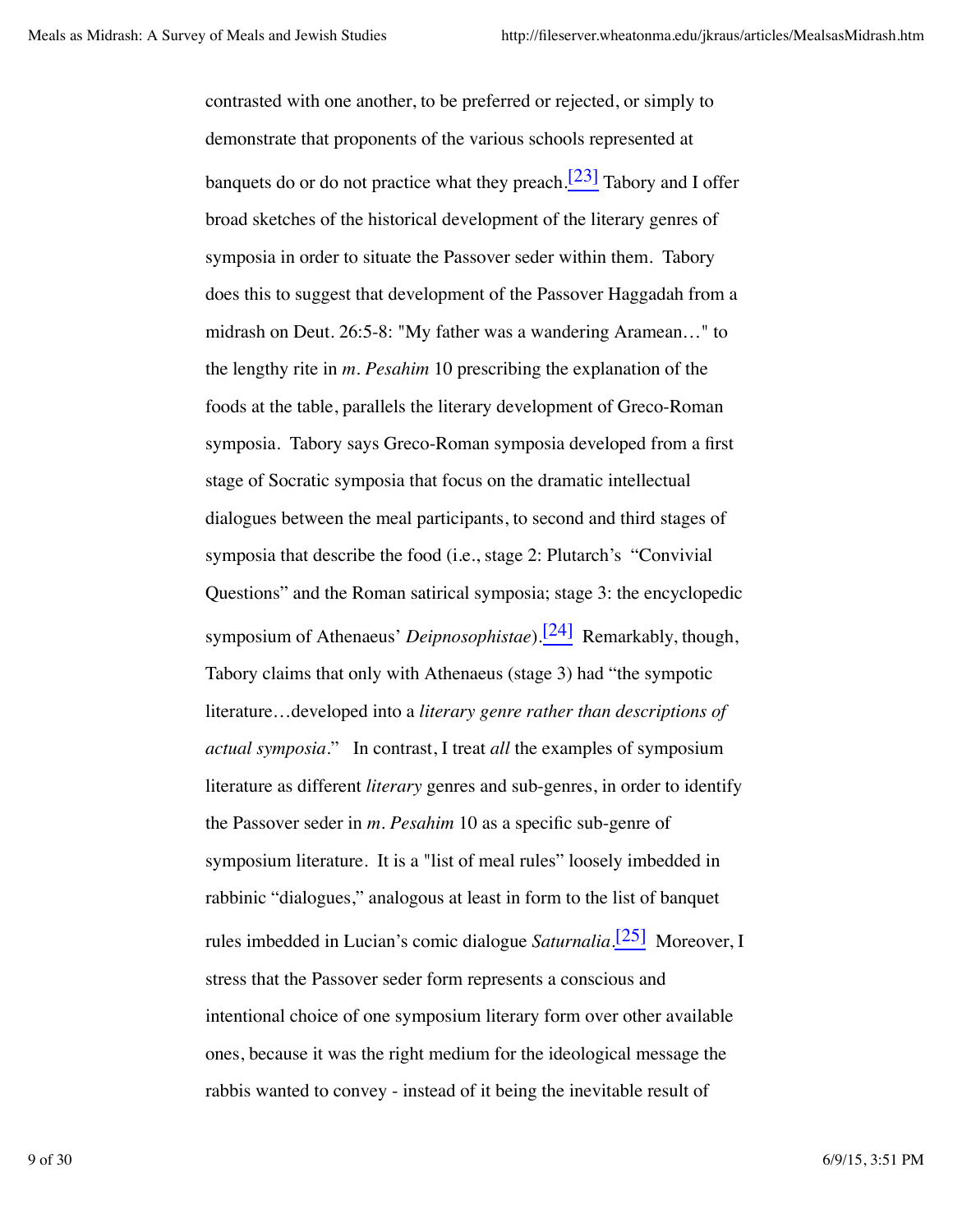contrasted with one another, to be preferred or rejected, or simply to demonstrate that proponents of the various schools represented at banquets do or do not practice what they preach.[23] Tabory and I offer broad sketches of the historical development of the literary genres of symposia in order to situate the Passover seder within them. Tabory does this to suggest that development of the Passover Haggadah from a midrash on Deut. 26:5-8: "My father was a wandering Aramean…" to the lengthy rite in *m. Pesahim* 10 prescribing the explanation of the foods at the table, parallels the literary development of Greco-Roman symposia. Tabory says Greco-Roman symposia developed from a first stage of Socratic symposia that focus on the dramatic intellectual dialogues between the meal participants, to second and third stages of symposia that describe the food (i.e., stage 2: Plutarch's "Convivial Questions" and the Roman satirical symposia; stage 3: the encyclopedic symposium of Athenaeus' *Deipnosophistae*).[24] Remarkably, though, Tabory claims that only with Athenaeus (stage 3) had "the sympotic literature…developed into a *literary genre rather than descriptions of actual symposia*." In contrast, I treat *all* the examples of symposium literature as different *literary* genres and sub-genres, in order to identify the Passover seder in *m. Pesahim* 10 as a specific sub-genre of symposium literature. It is a "list of meal rules" loosely imbedded in rabbinic "dialogues," analogous at least in form to the list of banquet rules imbedded in Lucian's comic dialogue *Saturnalia*.[25] Moreover, I stress that the Passover seder form represents a conscious and intentional choice of one symposium literary form over other available ones, because it was the right medium for the ideological message the rabbis wanted to convey - instead of it being the inevitable result of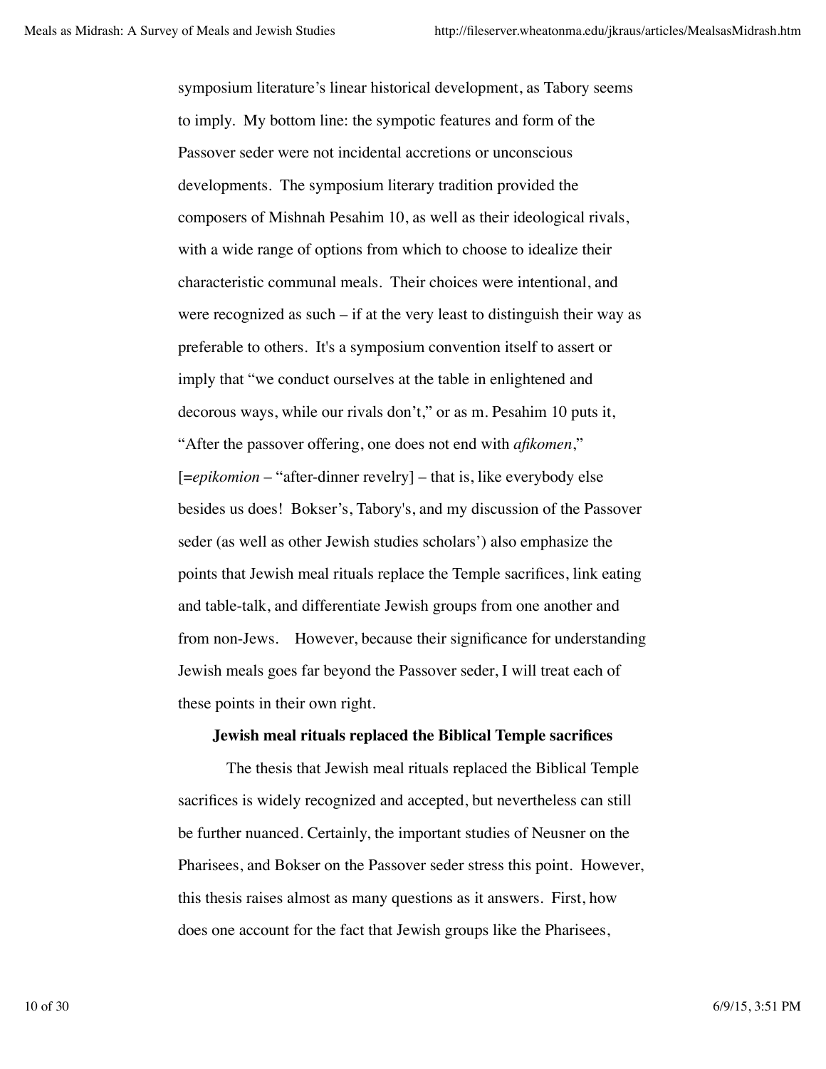symposium literature's linear historical development, as Tabory seems to imply. My bottom line: the sympotic features and form of the Passover seder were not incidental accretions or unconscious developments. The symposium literary tradition provided the composers of Mishnah Pesahim 10, as well as their ideological rivals, with a wide range of options from which to choose to idealize their characteristic communal meals. Their choices were intentional, and were recognized as such – if at the very least to distinguish their way as preferable to others. It's a symposium convention itself to assert or imply that "we conduct ourselves at the table in enlightened and decorous ways, while our rivals don't," or as m. Pesahim 10 puts it, "After the passover offering, one does not end with *afikomen*," [=*epikomion* – "after-dinner revelry] – that is, like everybody else besides us does! Bokser's, Tabory's, and my discussion of the Passover seder (as well as other Jewish studies scholars') also emphasize the points that Jewish meal rituals replace the Temple sacrifices, link eating and table-talk, and differentiate Jewish groups from one another and from non-Jews. However, because their significance for understanding Jewish meals goes far beyond the Passover seder, I will treat each of these points in their own right.

**Jewish meal rituals replaced the Biblical Temple sacrifices**

The thesis that Jewish meal rituals replaced the Biblical Temple sacrifices is widely recognized and accepted, but nevertheless can still be further nuanced. Certainly, the important studies of Neusner on the Pharisees, and Bokser on the Passover seder stress this point. However, this thesis raises almost as many questions as it answers. First, how does one account for the fact that Jewish groups like the Pharisees,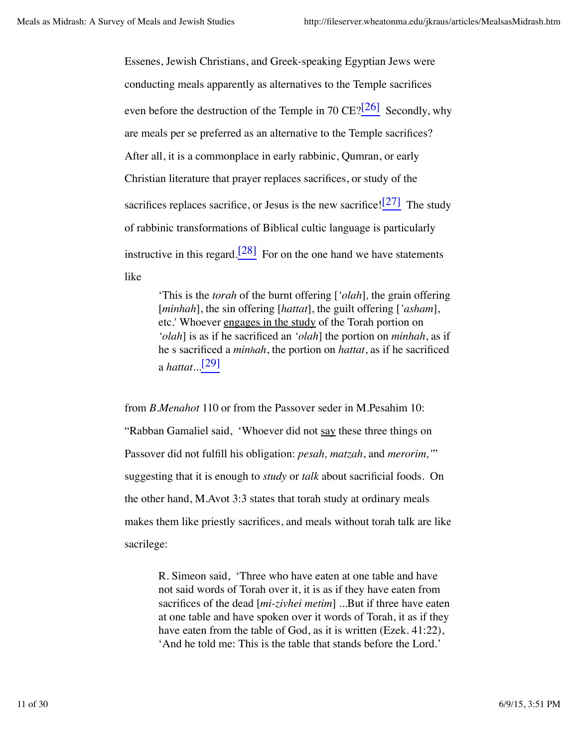Essenes, Jewish Christians, and Greek-speaking Egyptian Jews were conducting meals apparently as alternatives to the Temple sacrifices even before the destruction of the Temple in 70 CE?[26] Secondly, why are meals per se preferred as an alternative to the Temple sacrifices? After all, it is a commonplace in early rabbinic, Qumran, or early Christian literature that prayer replaces sacrifices, or study of the sacrifices replaces sacrifice, or Jesus is the new sacrifice![27] The study of rabbinic transformations of Biblical cultic language is particularly instructive in this regard.[28] For on the one hand we have statements like

> 'This is the *torah* of the burnt offering [*'olah*]*,* the grain offering [*minhah*], the sin offering [*hattat*], the guilt offering [*'asham*], etc.' Whoever <u>engages in the study</u> of the Torah portion on *'olah*] is as if he sacrificed an *'olah*] the portion on *minhah*, as if he s sacrificed a *minhah*, the portion on *hattat*, as if he sacrificed a *hattat*...[29]

from *B.Menahot* 110 or from the Passover seder in M.Pesahim 10: "Rabban Gamaliel said, 'Whoever did not <u>say</u> these three things on Passover did not fulfill his obligation: *pesah, matzah*, and *merorim,'*" suggesting that it is enough to *study* or *talk* about sacrificial foods. On the other hand, M.Avot 3:3 states that torah study at ordinary meals makes them like priestly sacrifices, and meals without torah talk are like sacrilege:

> R. Simeon said, 'Three who have eaten at one table and have not said words of Torah over it, it is as if they have eaten from sacrifices of the dead [*mi-zivhei metim*] ...But if three have eaten at one table and have spoken over it words of Torah, it as if they have eaten from the table of God, as it is written (Ezek. 41:22), 'And he told me: This is the table that stands before the Lord.'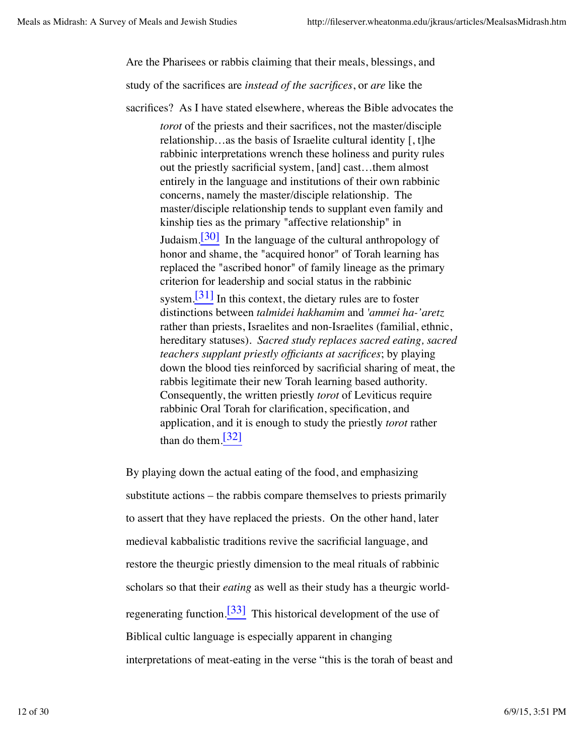Are the Pharisees or rabbis claiming that their meals, blessings, and study of the sacrifices are *instead of the sacrifices*, or *are* like the sacrifices? As I have stated elsewhere, whereas the Bible advocates the

> *torot* of the priests and their sacrifices, not the master/disciple relationship…as the basis of Israelite cultural identity [, t]he rabbinic interpretations wrench these holiness and purity rules out the priestly sacrificial system, [and] cast…them almost entirely in the language and institutions of their own rabbinic concerns, namely the master/disciple relationship. The master/disciple relationship tends to supplant even family and kinship ties as the primary "affective relationship" in Judaism.[30] In the language of the cultural anthropology of honor and shame, the "acquired honor" of Torah learning has replaced the "ascribed honor" of family lineage as the primary criterion for leadership and social status in the rabbinic system.[31] In this context, the dietary rules are to foster distinctions between *talmidei hakhamim* and *'ammei ha-'aretz* rather than priests, Israelites and non-Israelites (familial, ethnic, hereditary statuses). *Sacred study replaces sacred eating, sacred teachers supplant priestly officiants at sacrifices*; by playing down the blood ties reinforced by sacrificial sharing of meat, the rabbis legitimate their new Torah learning based authority. Consequently, the written priestly *torot* of Leviticus require rabbinic Oral Torah for clarification, specification, and application, and it is enough to study the priestly *torot* rather than do them.[32]

By playing down the actual eating of the food, and emphasizing substitute actions – the rabbis compare themselves to priests primarily to assert that they have replaced the priests. On the other hand, later medieval kabbalistic traditions revive the sacrificial language, and restore the theurgic priestly dimension to the meal rituals of rabbinic scholars so that their *eating* as well as their study has a theurgic world-regenerating function.[33] This historical development of the use of Biblical cultic language is especially apparent in changing interpretations of meat-eating in the verse "this is the torah of beast and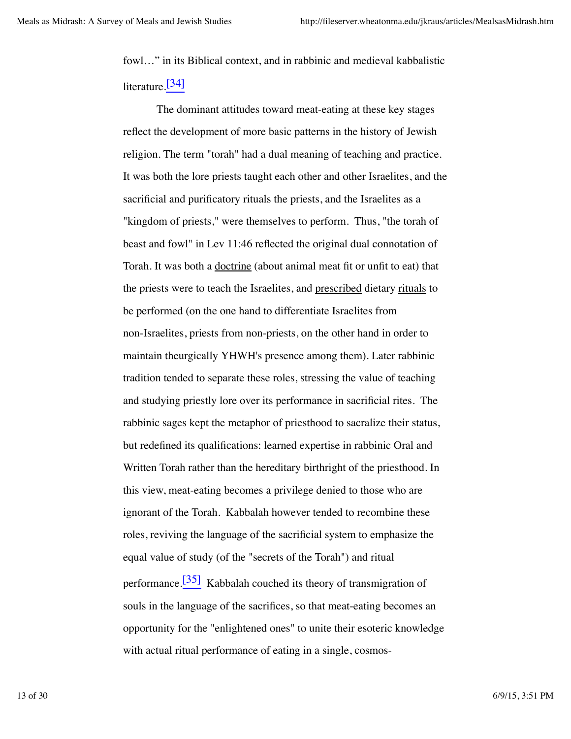fowl…" in its Biblical context, and in rabbinic and medieval kabbalistic literature.[34]

The dominant attitudes toward meat-eating at these key stages reflect the development of more basic patterns in the history of Jewish religion. The term "torah" had a dual meaning of teaching and practice. It was both the lore priests taught each other and other Israelites, and the sacrificial and purificatory rituals the priests, and the Israelites as a "kingdom of priests," were themselves to perform. Thus, "the torah of beast and fowl" in Lev 11:46 reflected the original dual connotation of Torah. It was both a <u>doctrine</u> (about animal meat fit or unfit to eat) that the priests were to teach the Israelites, and <u>prescribed</u> dietary <u>rituals</u> to be performed (on the one hand to differentiate Israelites from non-Israelites, priests from non-priests, on the other hand in order to maintain theurgically YHWH's presence among them). Later rabbinic tradition tended to separate these roles, stressing the value of teaching and studying priestly lore over its performance in sacrificial rites. The rabbinic sages kept the metaphor of priesthood to sacralize their status, but redefined its qualifications: learned expertise in rabbinic Oral and Written Torah rather than the hereditary birthright of the priesthood. In this view, meat-eating becomes a privilege denied to those who are ignorant of the Torah. Kabbalah however tended to recombine these roles, reviving the language of the sacrificial system to emphasize the equal value of study (of the "secrets of the Torah") and ritual performance.[35] Kabbalah couched its theory of transmigration of souls in the language of the sacrifices, so that meat-eating becomes an opportunity for the "enlightened ones" to unite their esoteric knowledge with actual ritual performance of eating in a single, cosmos-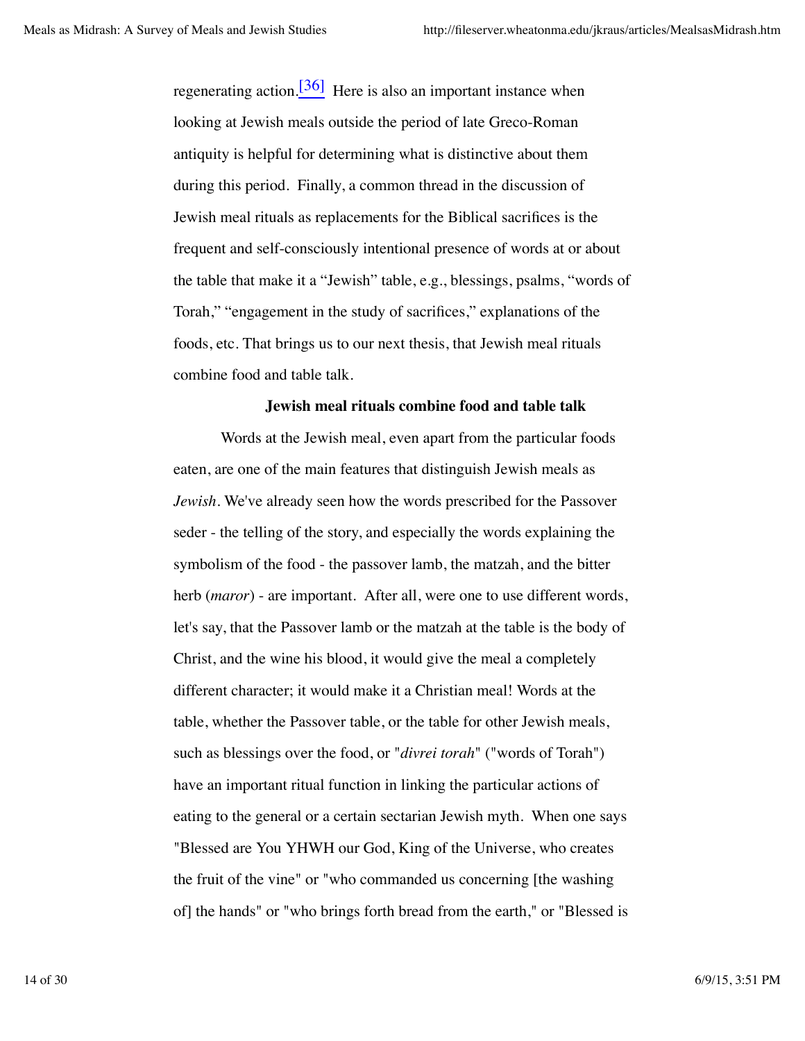regenerating action.[36] Here is also an important instance when looking at Jewish meals outside the period of late Greco-Roman antiquity is helpful for determining what is distinctive about them during this period. Finally, a common thread in the discussion of Jewish meal rituals as replacements for the Biblical sacrifices is the frequent and self-consciously intentional presence of words at or about the table that make it a "Jewish" table, e.g., blessings, psalms, "words of Torah," "engagement in the study of sacrifices," explanations of the foods, etc. That brings us to our next thesis, that Jewish meal rituals combine food and table talk.

**Jewish meal rituals combine food and table talk**

Words at the Jewish meal, even apart from the particular foods eaten, are one of the main features that distinguish Jewish meals as *Jewish*. We've already seen how the words prescribed for the Passover seder - the telling of the story, and especially the words explaining the symbolism of the food - the passover lamb, the matzah, and the bitter herb (*maror*) - are important. After all, were one to use different words, let's say, that the Passover lamb or the matzah at the table is the body of Christ, and the wine his blood, it would give the meal a completely different character; it would make it a Christian meal! Words at the table, whether the Passover table, or the table for other Jewish meals, such as blessings over the food, or "*divrei torah*" ("words of Torah") have an important ritual function in linking the particular actions of eating to the general or a certain sectarian Jewish myth. When one says "Blessed are You YHWH our God, King of the Universe, who creates the fruit of the vine" or "who commanded us concerning [the washing of] the hands" or "who brings forth bread from the earth," or "Blessed is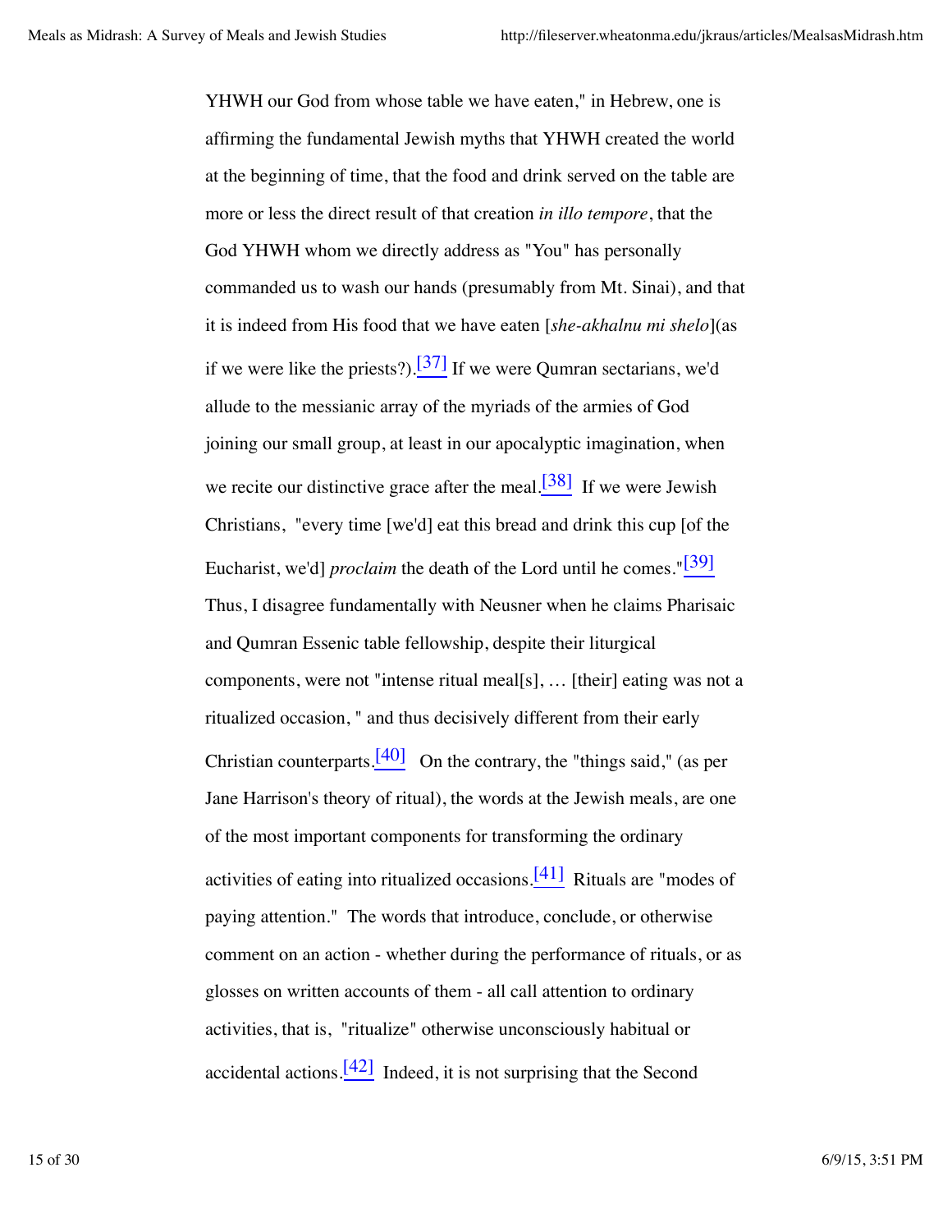YHWH our God from whose table we have eaten," in Hebrew, one is affirming the fundamental Jewish myths that YHWH created the world at the beginning of time, that the food and drink served on the table are more or less the direct result of that creation *in illo tempore*, that the God YHWH whom we directly address as "You" has personally commanded us to wash our hands (presumably from Mt. Sinai), and that it is indeed from His food that we have eaten [*she-akhalnu mi shelo*](as if we were like the priests?).[37] If we were Qumran sectarians, we'd allude to the messianic array of the myriads of the armies of God joining our small group, at least in our apocalyptic imagination, when we recite our distinctive grace after the meal.[38] If we were Jewish Christians, "every time [we'd] eat this bread and drink this cup [of the Eucharist, we'd] *proclaim* the death of the Lord until he comes."[39] Thus, I disagree fundamentally with Neusner when he claims Pharisaic and Qumran Essenic table fellowship, despite their liturgical components, were not "intense ritual meal[s], … [their] eating was not a ritualized occasion, " and thus decisively different from their early Christian counterparts.[40] On the contrary, the "things said," (as per Jane Harrison's theory of ritual), the words at the Jewish meals, are one of the most important components for transforming the ordinary activities of eating into ritualized occasions.[41] Rituals are "modes of paying attention." The words that introduce, conclude, or otherwise comment on an action - whether during the performance of rituals, or as glosses on written accounts of them - all call attention to ordinary activities, that is, "ritualize" otherwise unconsciously habitual or accidental actions.[42] Indeed, it is not surprising that the Second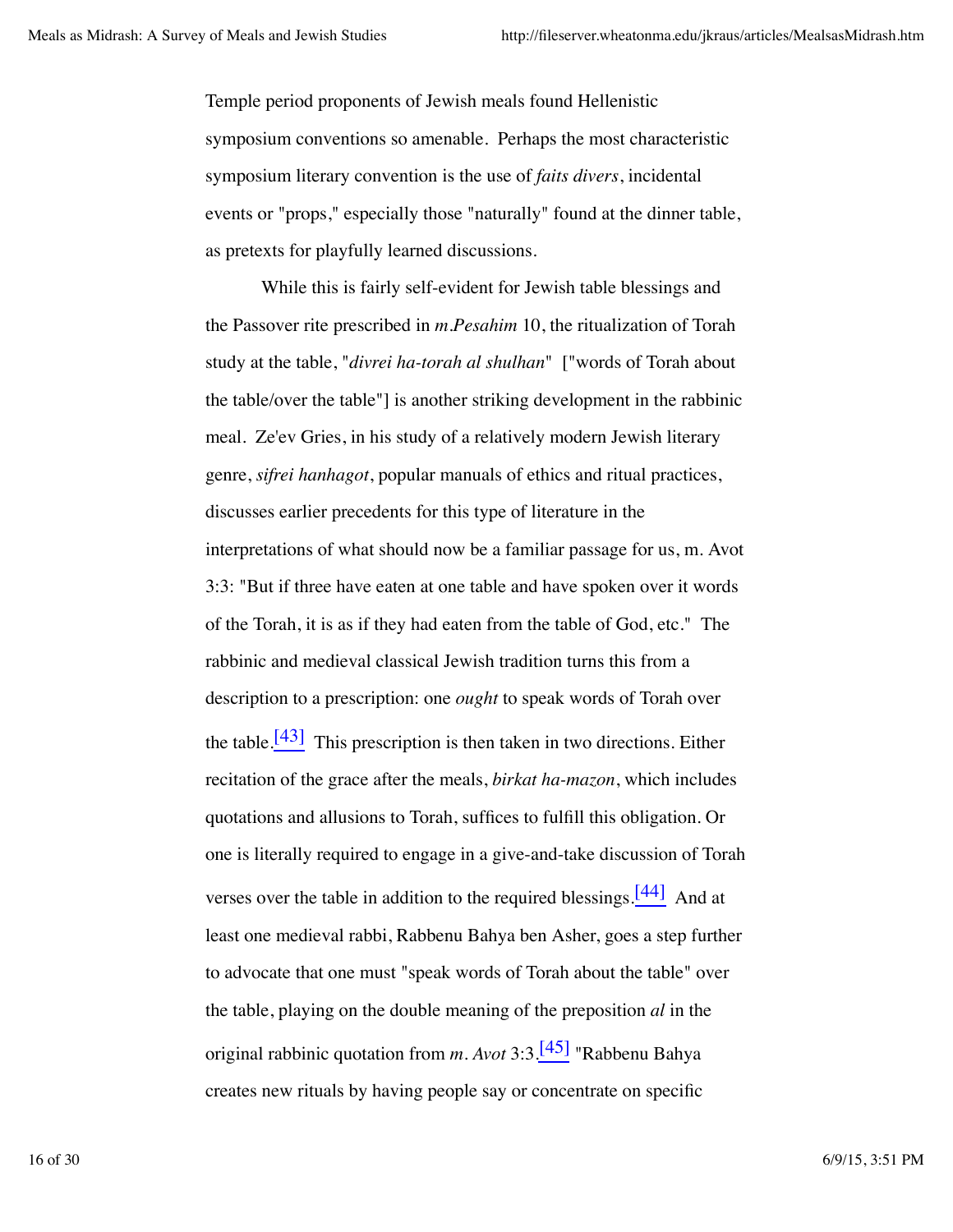Temple period proponents of Jewish meals found Hellenistic symposium conventions so amenable.  Perhaps the most characteristic symposium literary convention is the use of *faits divers*, incidental events or "props," especially those "naturally" found at the dinner table, as pretexts for playfully learned discussions.

While this is fairly self-evident for Jewish table blessings and the Passover rite prescribed in *m.Pesahim* 10, the ritualization of Torah study at the table, "*divrei ha-torah al shulhan*"  ["words of Torah about the table/over the table"] is another striking development in the rabbinic meal.  Ze'ev Gries, in his study of a relatively modern Jewish literary genre, *sifrei hanhagot*, popular manuals of ethics and ritual practices, discusses earlier precedents for this type of literature in the interpretations of what should now be a familiar passage for us, m. Avot 3:3: "But if three have eaten at one table and have spoken over it words of the Torah, it is as if they had eaten from the table of God, etc."  The rabbinic and medieval classical Jewish tradition turns this from a description to a prescription: one *ought* to speak words of Torah over the table.[43]  This prescription is then taken in two directions. Either recitation of the grace after the meals, *birkat ha-mazon*, which includes quotations and allusions to Torah, suffices to fulfill this obligation. Or one is literally required to engage in a give-and-take discussion of Torah verses over the table in addition to the required blessings.[44]  And at least one medieval rabbi, Rabbenu Bahya ben Asher, goes a step further to advocate that one must "speak words of Torah about the table" over the table, playing on the double meaning of the preposition *al* in the original rabbinic quotation from *m. Avot* 3:3.[45] "Rabbenu Bahya creates new rituals by having people say or concentrate on specific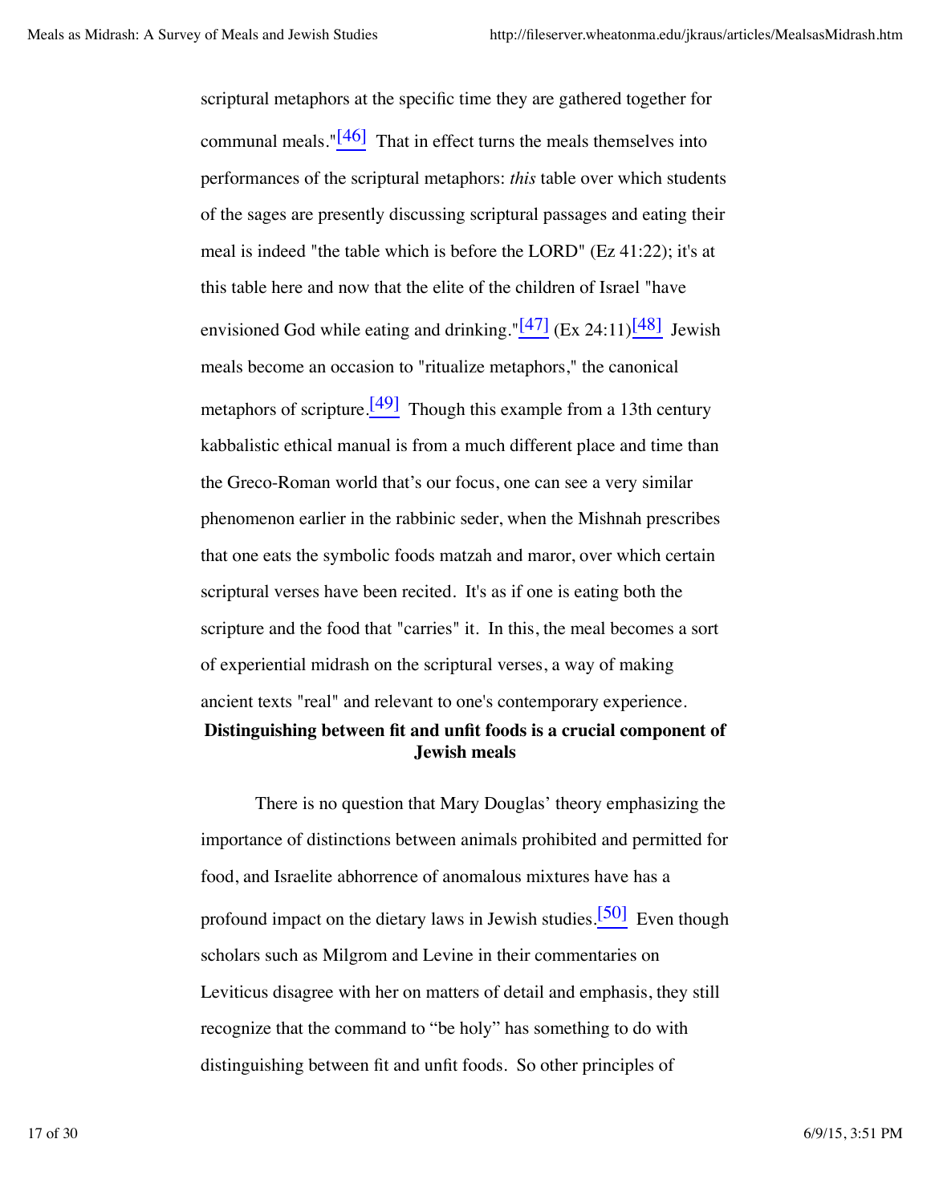scriptural metaphors at the specific time they are gathered together for communal meals."[46] That in effect turns the meals themselves into performances of the scriptural metaphors: *this* table over which students of the sages are presently discussing scriptural passages and eating their meal is indeed "the table which is before the LORD" (Ez 41:22); it's at this table here and now that the elite of the children of Israel "have envisioned God while eating and drinking."[47] (Ex 24:11)[48] Jewish meals become an occasion to "ritualize metaphors," the canonical metaphors of scripture.[49] Though this example from a 13th century kabbalistic ethical manual is from a much different place and time than the Greco-Roman world that's our focus, one can see a very similar phenomenon earlier in the rabbinic seder, when the Mishnah prescribes that one eats the symbolic foods matzah and maror, over which certain scriptural verses have been recited. It's as if one is eating both the scripture and the food that "carries" it. In this, the meal becomes a sort of experiential midrash on the scriptural verses, a way of making ancient texts "real" and relevant to one's contemporary experience.

**Distinguishing between fit and unfit foods is a crucial component of Jewish meals**

There is no question that Mary Douglas' theory emphasizing the importance of distinctions between animals prohibited and permitted for food, and Israelite abhorrence of anomalous mixtures have has a profound impact on the dietary laws in Jewish studies.[50] Even though scholars such as Milgrom and Levine in their commentaries on Leviticus disagree with her on matters of detail and emphasis, they still recognize that the command to "be holy" has something to do with distinguishing between fit and unfit foods. So other principles of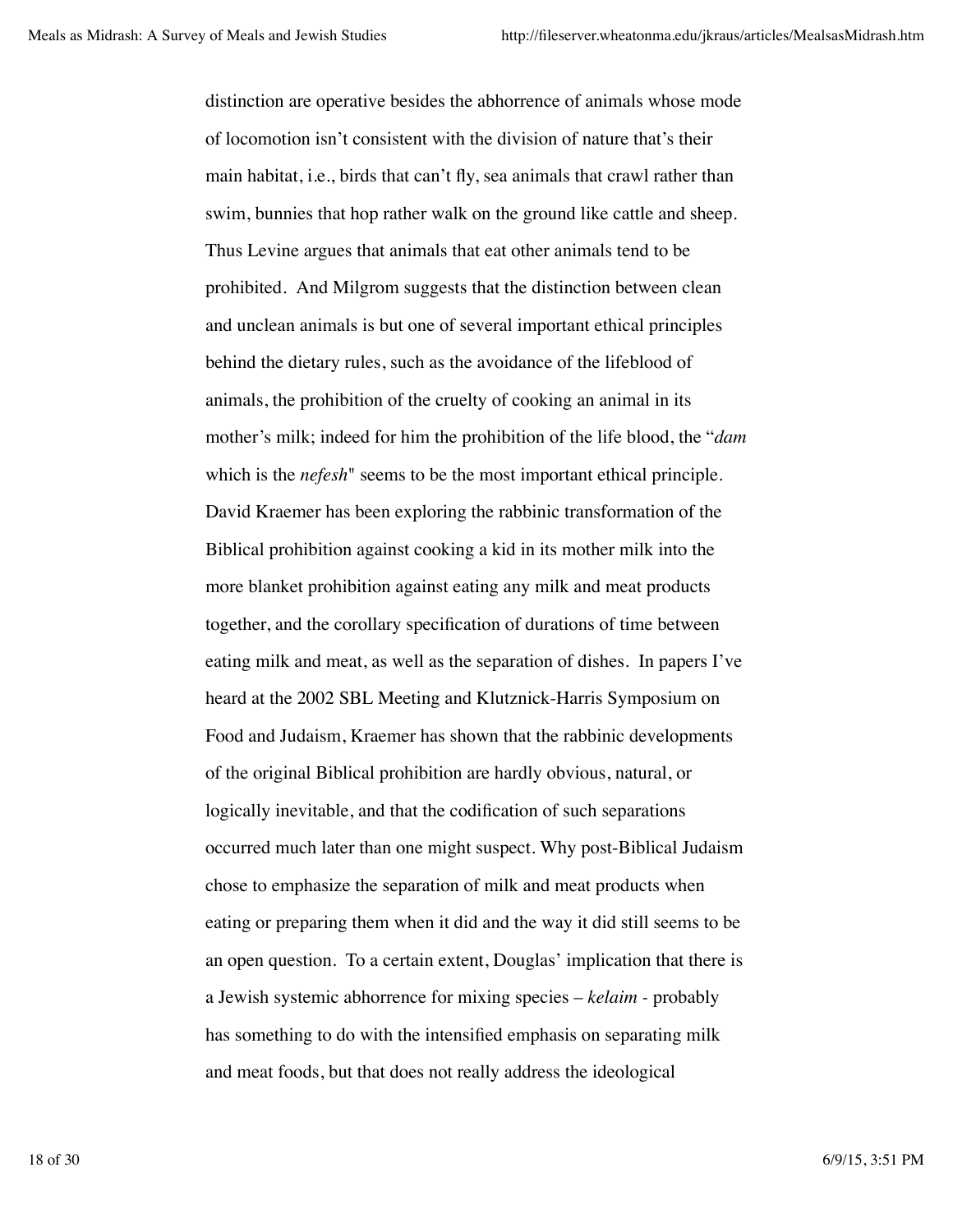distinction are operative besides the abhorrence of animals whose mode of locomotion isn't consistent with the division of nature that's their main habitat, i.e., birds that can't fly, sea animals that crawl rather than swim, bunnies that hop rather walk on the ground like cattle and sheep. Thus Levine argues that animals that eat other animals tend to be prohibited. And Milgrom suggests that the distinction between clean and unclean animals is but one of several important ethical principles behind the dietary rules, such as the avoidance of the lifeblood of animals, the prohibition of the cruelty of cooking an animal in its mother's milk; indeed for him the prohibition of the life blood, the "*dam* which is the *nefesh*" seems to be the most important ethical principle. David Kraemer has been exploring the rabbinic transformation of the Biblical prohibition against cooking a kid in its mother milk into the more blanket prohibition against eating any milk and meat products together, and the corollary specification of durations of time between eating milk and meat, as well as the separation of dishes. In papers I've heard at the 2002 SBL Meeting and Klutznick-Harris Symposium on Food and Judaism, Kraemer has shown that the rabbinic developments of the original Biblical prohibition are hardly obvious, natural, or logically inevitable, and that the codification of such separations occurred much later than one might suspect. Why post-Biblical Judaism chose to emphasize the separation of milk and meat products when eating or preparing them when it did and the way it did still seems to be an open question. To a certain extent, Douglas' implication that there is a Jewish systemic abhorrence for mixing species – *kelaim* - probably has something to do with the intensified emphasis on separating milk and meat foods, but that does not really address the ideological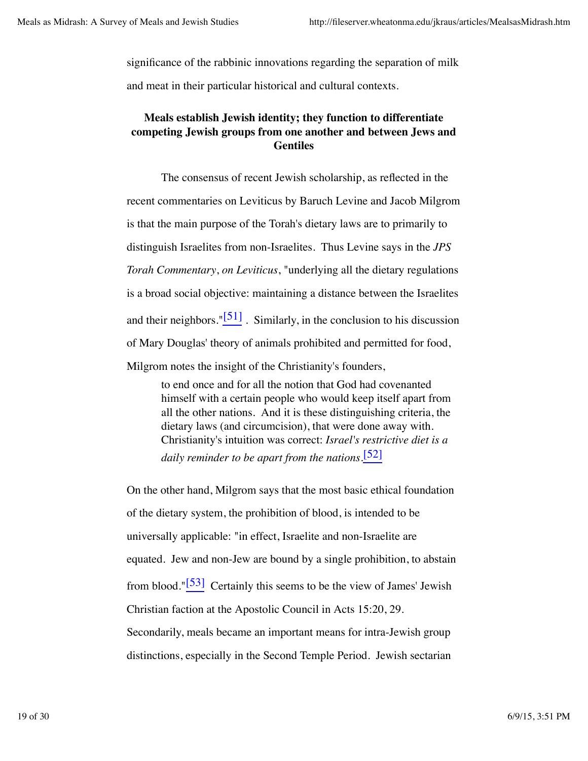significance of the rabbinic innovations regarding the separation of milk and meat in their particular historical and cultural contexts.

**Meals establish Jewish identity; they function to differentiate competing Jewish groups from one another and between Jews and Gentiles**

The consensus of recent Jewish scholarship, as reflected in the recent commentaries on Leviticus by Baruch Levine and Jacob Milgrom is that the main purpose of the Torah's dietary laws are to primarily to distinguish Israelites from non-Israelites. Thus Levine says in the *JPS Torah Commentary*, *on Leviticus*, "underlying all the dietary regulations is a broad social objective: maintaining a distance between the Israelites and their neighbors."[51] . Similarly, in the conclusion to his discussion of Mary Douglas' theory of animals prohibited and permitted for food, Milgrom notes the insight of the Christianity's founders,

> to end once and for all the notion that God had covenanted himself with a certain people who would keep itself apart from all the other nations. And it is these distinguishing criteria, the dietary laws (and circumcision), that were done away with. Christianity's intuition was correct: *Israel's restrictive diet is a daily reminder to be apart from the nations*.[52]

On the other hand, Milgrom says that the most basic ethical foundation of the dietary system, the prohibition of blood, is intended to be universally applicable: "in effect, Israelite and non-Israelite are equated. Jew and non-Jew are bound by a single prohibition, to abstain from blood."[53] Certainly this seems to be the view of James' Jewish Christian faction at the Apostolic Council in Acts 15:20, 29. Secondarily, meals became an important means for intra-Jewish group distinctions, especially in the Second Temple Period. Jewish sectarian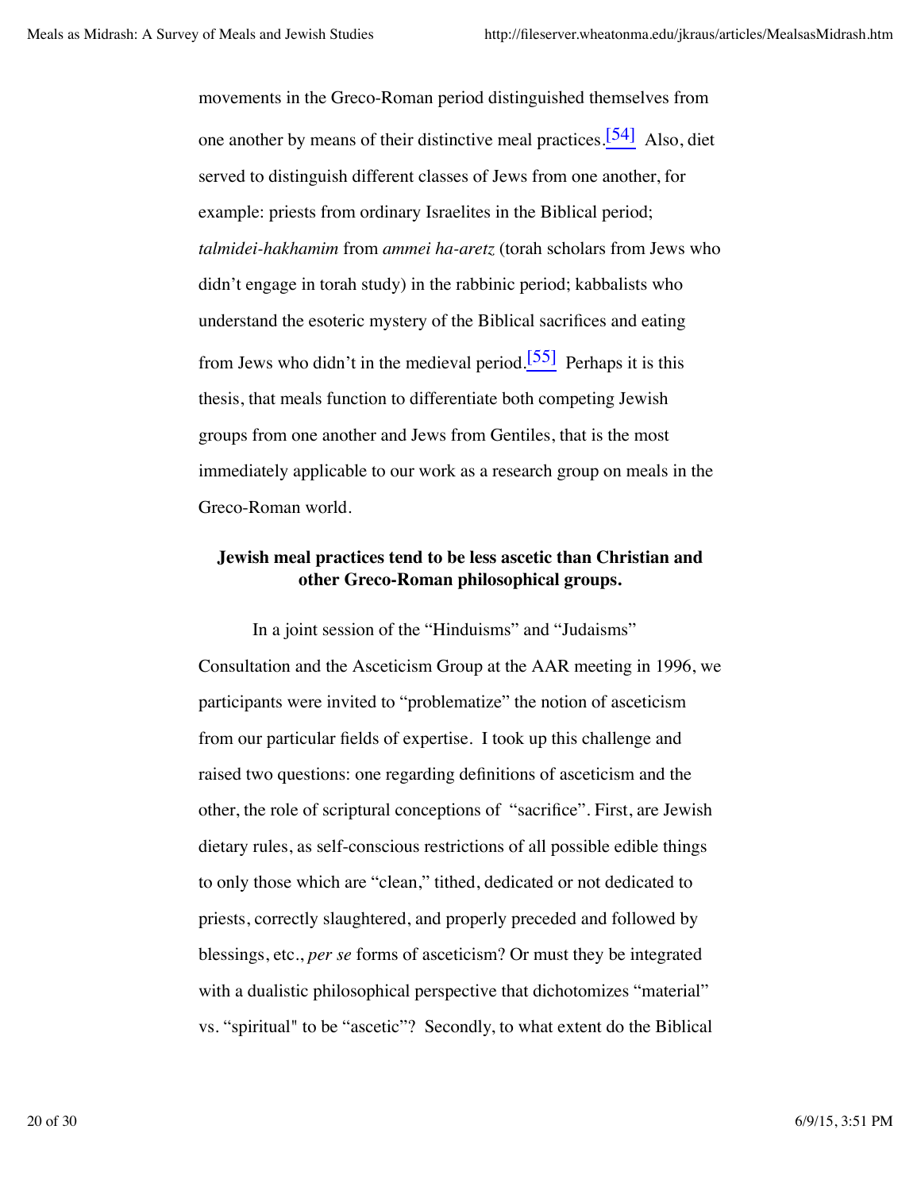movements in the Greco-Roman period distinguished themselves from one another by means of their distinctive meal practices.[54] Also, diet served to distinguish different classes of Jews from one another, for example: priests from ordinary Israelites in the Biblical period; *talmidei-hakhamim* from *ammei ha-aretz* (torah scholars from Jews who didn't engage in torah study) in the rabbinic period; kabbalists who understand the esoteric mystery of the Biblical sacrifices and eating from Jews who didn't in the medieval period.[55] Perhaps it is this thesis, that meals function to differentiate both competing Jewish groups from one another and Jews from Gentiles, that is the most immediately applicable to our work as a research group on meals in the Greco-Roman world.

**Jewish meal practices tend to be less ascetic than Christian and other Greco-Roman philosophical groups.**

In a joint session of the "Hinduisms" and "Judaisms" Consultation and the Asceticism Group at the AAR meeting in 1996, we participants were invited to "problematize" the notion of asceticism from our particular fields of expertise. I took up this challenge and raised two questions: one regarding definitions of asceticism and the other, the role of scriptural conceptions of "sacrifice". First, are Jewish dietary rules, as self-conscious restrictions of all possible edible things to only those which are "clean," tithed, dedicated or not dedicated to priests, correctly slaughtered, and properly preceded and followed by blessings, etc., *per se* forms of asceticism? Or must they be integrated with a dualistic philosophical perspective that dichotomizes "material" vs. "spiritual" to be "ascetic"? Secondly, to what extent do the Biblical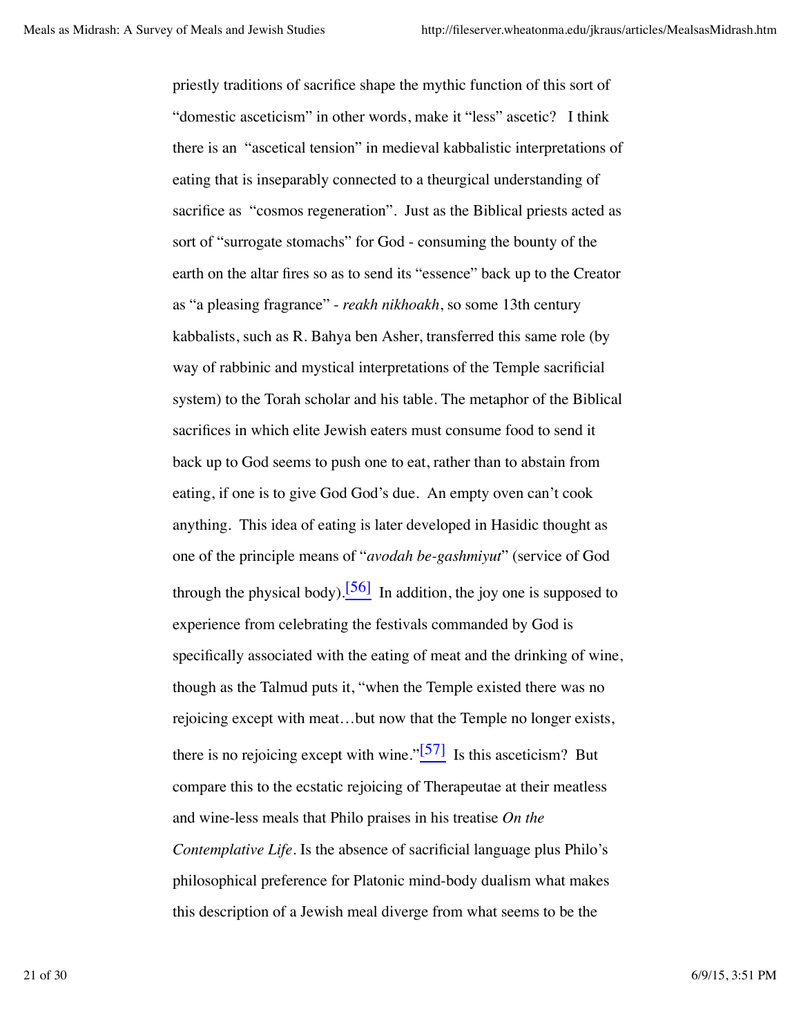priestly traditions of sacrifice shape the mythic function of this sort of "domestic asceticism" in other words, make it "less" ascetic? I think there is an "ascetical tension" in medieval kabbalistic interpretations of eating that is inseparably connected to a theurgical understanding of sacrifice as "cosmos regeneration". Just as the Biblical priests acted as sort of "surrogate stomachs" for God - consuming the bounty of the earth on the altar fires so as to send its "essence" back up to the Creator as "a pleasing fragrance" - *reakh nikhoakh*, so some 13th century kabbalists, such as R. Bahya ben Asher, transferred this same role (by way of rabbinic and mystical interpretations of the Temple sacrificial system) to the Torah scholar and his table. The metaphor of the Biblical sacrifices in which elite Jewish eaters must consume food to send it back up to God seems to push one to eat, rather than to abstain from eating, if one is to give God God's due. An empty oven can't cook anything. This idea of eating is later developed in Hasidic thought as one of the principle means of "*avodah be-gashmiyut*" (service of God through the physical body).[56] In addition, the joy one is supposed to experience from celebrating the festivals commanded by God is specifically associated with the eating of meat and the drinking of wine, though as the Talmud puts it, "when the Temple existed there was no rejoicing except with meat…but now that the Temple no longer exists, there is no rejoicing except with wine."[57] Is this asceticism? But compare this to the ecstatic rejoicing of Therapeutae at their meatless and wine-less meals that Philo praises in his treatise *On the Contemplative Life*. Is the absence of sacrificial language plus Philo's philosophical preference for Platonic mind-body dualism what makes this description of a Jewish meal diverge from what seems to be the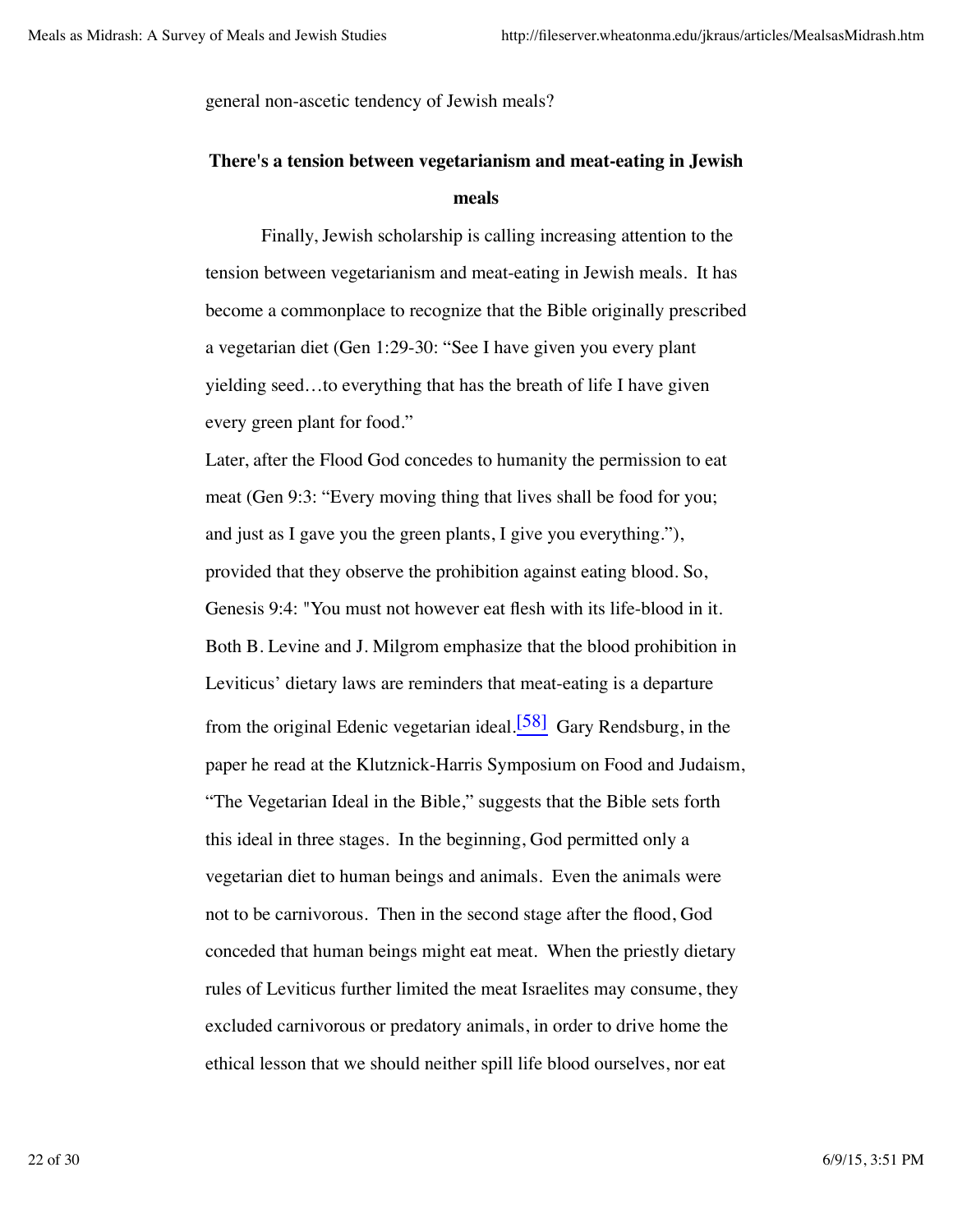general non-ascetic tendency of Jewish meals?

## There's a tension between vegetarianism and meat-eating in Jewish meals

Finally, Jewish scholarship is calling increasing attention to the tension between vegetarianism and meat-eating in Jewish meals. It has become a commonplace to recognize that the Bible originally prescribed a vegetarian diet (Gen 1:29-30: "See I have given you every plant yielding seed…to everything that has the breath of life I have given every green plant for food."

Later, after the Flood God concedes to humanity the permission to eat meat (Gen 9:3: "Every moving thing that lives shall be food for you; and just as I gave you the green plants, I give you everything."), provided that they observe the prohibition against eating blood. So, Genesis 9:4: "You must not however eat flesh with its life-blood in it. Both B. Levine and J. Milgrom emphasize that the blood prohibition in Leviticus' dietary laws are reminders that meat-eating is a departure from the original Edenic vegetarian ideal.[58] Gary Rendsburg, in the paper he read at the Klutznick-Harris Symposium on Food and Judaism, "The Vegetarian Ideal in the Bible," suggests that the Bible sets forth this ideal in three stages. In the beginning, God permitted only a vegetarian diet to human beings and animals. Even the animals were not to be carnivorous. Then in the second stage after the flood, God conceded that human beings might eat meat. When the priestly dietary rules of Leviticus further limited the meat Israelites may consume, they excluded carnivorous or predatory animals, in order to drive home the ethical lesson that we should neither spill life blood ourselves, nor eat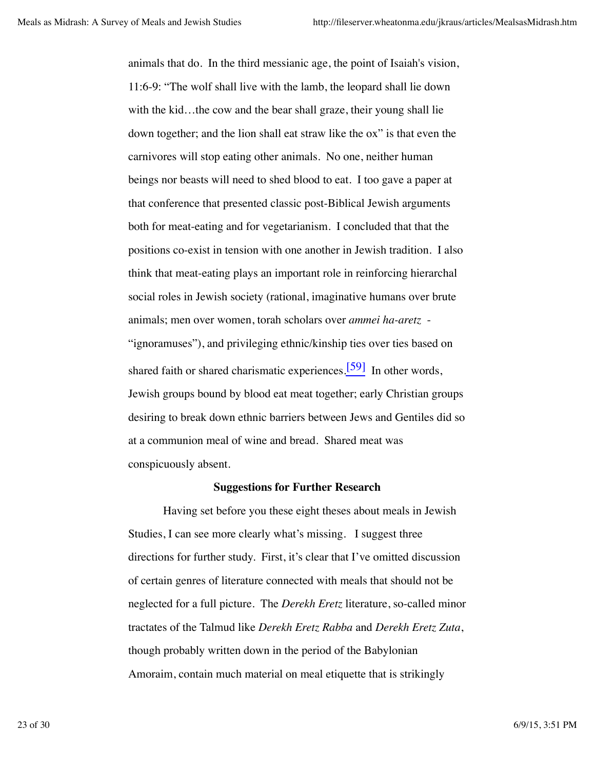animals that do. In the third messianic age, the point of Isaiah's vision, 11:6-9: "The wolf shall live with the lamb, the leopard shall lie down with the kid…the cow and the bear shall graze, their young shall lie down together; and the lion shall eat straw like the ox" is that even the carnivores will stop eating other animals. No one, neither human beings nor beasts will need to shed blood to eat. I too gave a paper at that conference that presented classic post-Biblical Jewish arguments both for meat-eating and for vegetarianism. I concluded that that the positions co-exist in tension with one another in Jewish tradition. I also think that meat-eating plays an important role in reinforcing hierarchal social roles in Jewish society (rational, imaginative humans over brute animals; men over women, torah scholars over *ammei ha-aretz* - "ignoramuses"), and privileging ethnic/kinship ties over ties based on shared faith or shared charismatic experiences.[59] In other words, Jewish groups bound by blood eat meat together; early Christian groups desiring to break down ethnic barriers between Jews and Gentiles did so at a communion meal of wine and bread. Shared meat was conspicuously absent.

### Suggestions for Further Research

Having set before you these eight theses about meals in Jewish Studies, I can see more clearly what's missing. I suggest three directions for further study. First, it's clear that I've omitted discussion of certain genres of literature connected with meals that should not be neglected for a full picture. The *Derekh Eretz* literature, so-called minor tractates of the Talmud like *Derekh Eretz Rabba* and *Derekh Eretz Zuta*, though probably written down in the period of the Babylonian Amoraim, contain much material on meal etiquette that is strikingly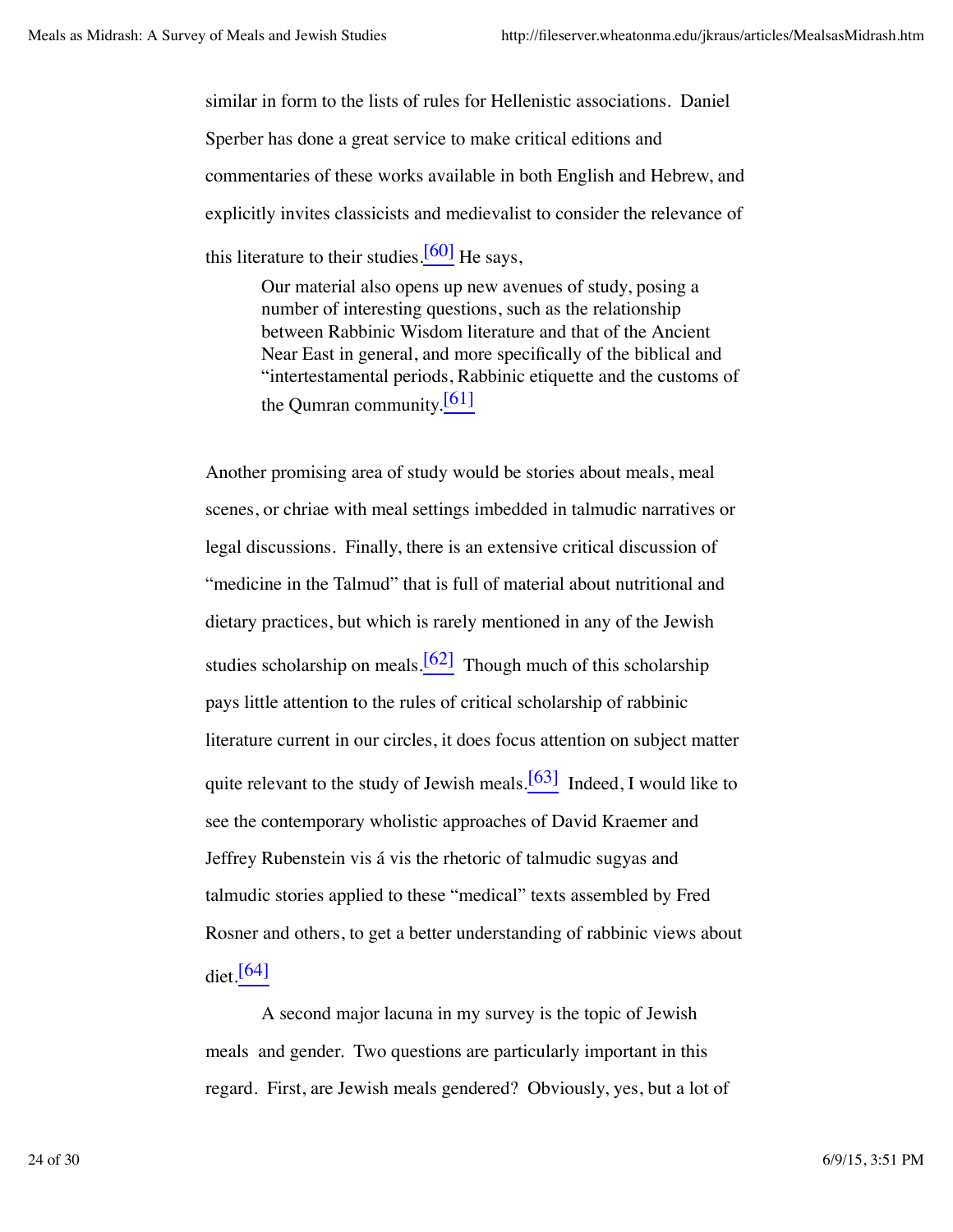similar in form to the lists of rules for Hellenistic associations. Daniel Sperber has done a great service to make critical editions and commentaries of these works available in both English and Hebrew, and explicitly invites classicists and medievalist to consider the relevance of this literature to their studies.[60] He says,

> Our material also opens up new avenues of study, posing a number of interesting questions, such as the relationship between Rabbinic Wisdom literature and that of the Ancient Near East in general, and more specifically of the biblical and "intertestamental periods, Rabbinic etiquette and the customs of the Qumran community.[61]

Another promising area of study would be stories about meals, meal scenes, or chriae with meal settings imbedded in talmudic narratives or legal discussions. Finally, there is an extensive critical discussion of "medicine in the Talmud" that is full of material about nutritional and dietary practices, but which is rarely mentioned in any of the Jewish studies scholarship on meals.[62] Though much of this scholarship pays little attention to the rules of critical scholarship of rabbinic literature current in our circles, it does focus attention on subject matter quite relevant to the study of Jewish meals.[63] Indeed, I would like to see the contemporary wholistic approaches of David Kraemer and Jeffrey Rubenstein vis á vis the rhetoric of talmudic sugyas and talmudic stories applied to these "medical" texts assembled by Fred Rosner and others, to get a better understanding of rabbinic views about diet.[64]

A second major lacuna in my survey is the topic of Jewish meals and gender. Two questions are particularly important in this regard. First, are Jewish meals gendered? Obviously, yes, but a lot of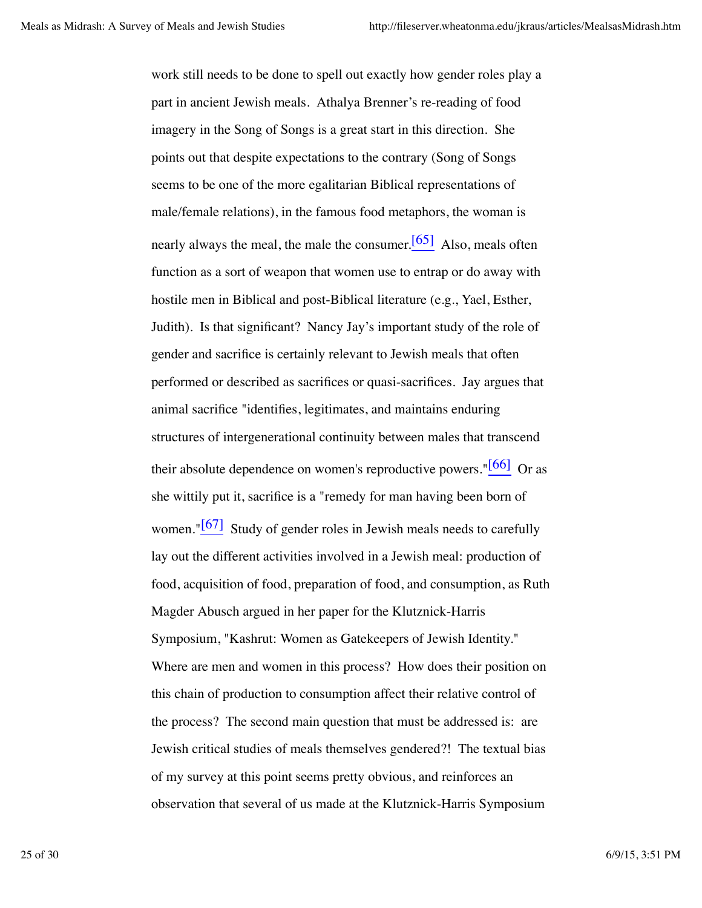work still needs to be done to spell out exactly how gender roles play a part in ancient Jewish meals. Athalya Brenner's re-reading of food imagery in the Song of Songs is a great start in this direction. She points out that despite expectations to the contrary (Song of Songs seems to be one of the more egalitarian Biblical representations of male/female relations), in the famous food metaphors, the woman is nearly always the meal, the male the consumer.[65] Also, meals often function as a sort of weapon that women use to entrap or do away with hostile men in Biblical and post-Biblical literature (e.g., Yael, Esther, Judith). Is that significant? Nancy Jay's important study of the role of gender and sacrifice is certainly relevant to Jewish meals that often performed or described as sacrifices or quasi-sacrifices. Jay argues that animal sacrifice "identifies, legitimates, and maintains enduring structures of intergenerational continuity between males that transcend their absolute dependence on women's reproductive powers."[66] Or as she wittily put it, sacrifice is a "remedy for man having been born of women."[67] Study of gender roles in Jewish meals needs to carefully lay out the different activities involved in a Jewish meal: production of food, acquisition of food, preparation of food, and consumption, as Ruth Magder Abusch argued in her paper for the Klutznick-Harris Symposium, "Kashrut: Women as Gatekeepers of Jewish Identity." Where are men and women in this process? How does their position on this chain of production to consumption affect their relative control of the process? The second main question that must be addressed is: are Jewish critical studies of meals themselves gendered?! The textual bias of my survey at this point seems pretty obvious, and reinforces an observation that several of us made at the Klutznick-Harris Symposium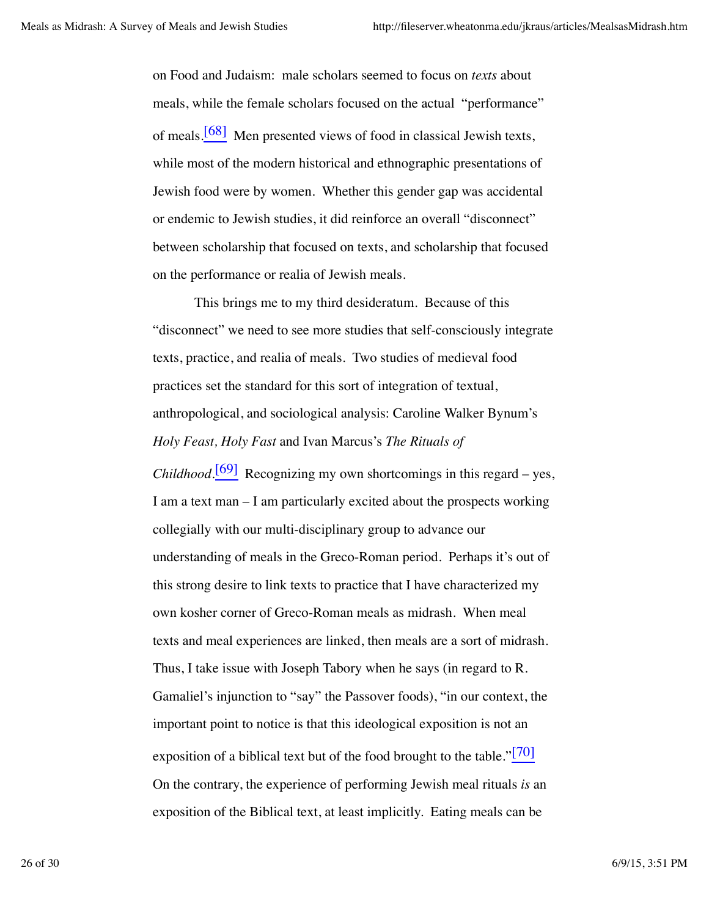on Food and Judaism: male scholars seemed to focus on *texts* about meals, while the female scholars focused on the actual "performance" of meals.[68] Men presented views of food in classical Jewish texts, while most of the modern historical and ethnographic presentations of Jewish food were by women. Whether this gender gap was accidental or endemic to Jewish studies, it did reinforce an overall "disconnect" between scholarship that focused on texts, and scholarship that focused on the performance or realia of Jewish meals.

This brings me to my third desideratum. Because of this "disconnect" we need to see more studies that self-consciously integrate texts, practice, and realia of meals. Two studies of medieval food practices set the standard for this sort of integration of textual, anthropological, and sociological analysis: Caroline Walker Bynum's *Holy Feast, Holy Fast* and Ivan Marcus's *The Rituals of Childhood*.[69] Recognizing my own shortcomings in this regard – yes, I am a text man – I am particularly excited about the prospects working collegially with our multi-disciplinary group to advance our understanding of meals in the Greco-Roman period. Perhaps it's out of this strong desire to link texts to practice that I have characterized my own kosher corner of Greco-Roman meals as midrash. When meal texts and meal experiences are linked, then meals are a sort of midrash. Thus, I take issue with Joseph Tabory when he says (in regard to R. Gamaliel's injunction to "say" the Passover foods), "in our context, the important point to notice is that this ideological exposition is not an exposition of a biblical text but of the food brought to the table."[70] On the contrary, the experience of performing Jewish meal rituals *is* an exposition of the Biblical text, at least implicitly. Eating meals can be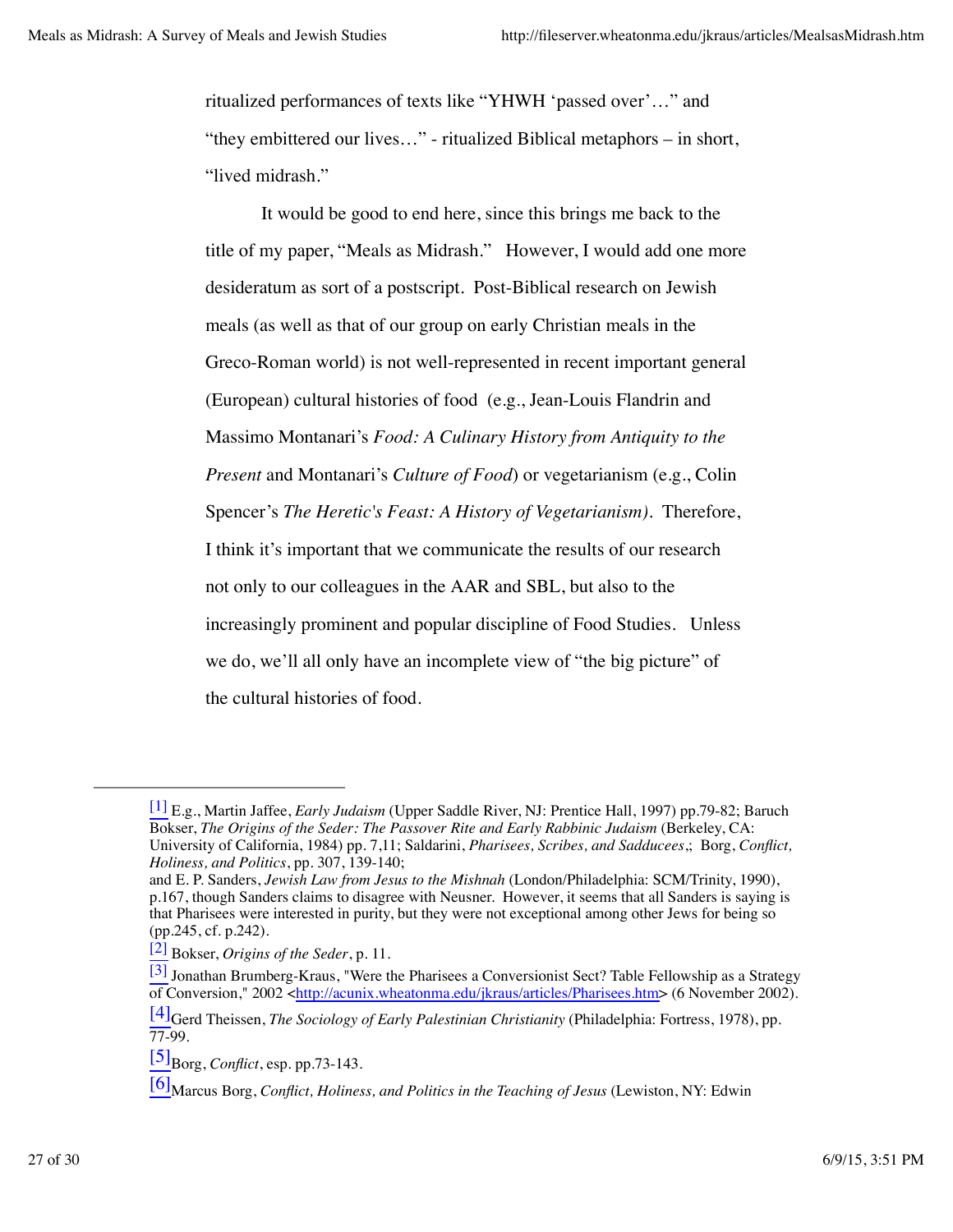ritualized performances of texts like “YHWH ‘passed over’…” and “they embittered our lives…” - ritualized Biblical metaphors – in short, “lived midrash.”

It would be good to end here, since this brings me back to the title of my paper, “Meals as Midrash.” However, I would add one more desideratum as sort of a postscript. Post-Biblical research on Jewish meals (as well as that of our group on early Christian meals in the Greco-Roman world) is not well-represented in recent important general (European) cultural histories of food (e.g., Jean-Louis Flandrin and Massimo Montanari’s *Food: A Culinary History from Antiquity to the Present* and Montanari’s *Culture of Food*) or vegetarianism (e.g., Colin Spencer’s *The Heretic's Feast: A History of Vegetarianism).* Therefore, I think it’s important that we communicate the results of our research not only to our colleagues in the AAR and SBL, but also to the increasingly prominent and popular discipline of Food Studies. Unless we do, we’ll all only have an incomplete view of “the big picture” of the cultural histories of food.

---

[1] E.g., Martin Jaffee, *Early Judaism* (Upper Saddle River, NJ: Prentice Hall, 1997) pp.79-82; Baruch Bokser, *The Origins of the Seder: The Passover Rite and Early Rabbinic Judaism* (Berkeley, CA: University of California, 1984) pp. 7,11; Saldarini, *Pharisees, Scribes, and Sadducees*,; Borg, *Conflict, Holiness, and Politics*, pp. 307, 139-140;
and E. P. Sanders, *Jewish Law from Jesus to the Mishnah* (London/Philadelphia: SCM/Trinity, 1990), p.167, though Sanders claims to disagree with Neusner. However, it seems that all Sanders is saying is that Pharisees were interested in purity, but they were not exceptional among other Jews for being so (pp.245, cf. p.242).

[2] Bokser, *Origins of the Seder*, p. 11.

[3] Jonathan Brumberg-Kraus, "Were the Pharisees a Conversionist Sect? Table Fellowship as a Strategy of Conversion," 2002 <http://acunix.wheatonma.edu/jkraus/articles/Pharisees.htm> (6 November 2002).

[4] Gerd Theissen, *The Sociology of Early Palestinian Christianity* (Philadelphia: Fortress, 1978), pp. 77-99.

[5] Borg, *Conflict*, esp. pp.73-143.

[6] Marcus Borg, *Conflict, Holiness, and Politics in the Teaching of Jesus* (Lewiston, NY: Edwin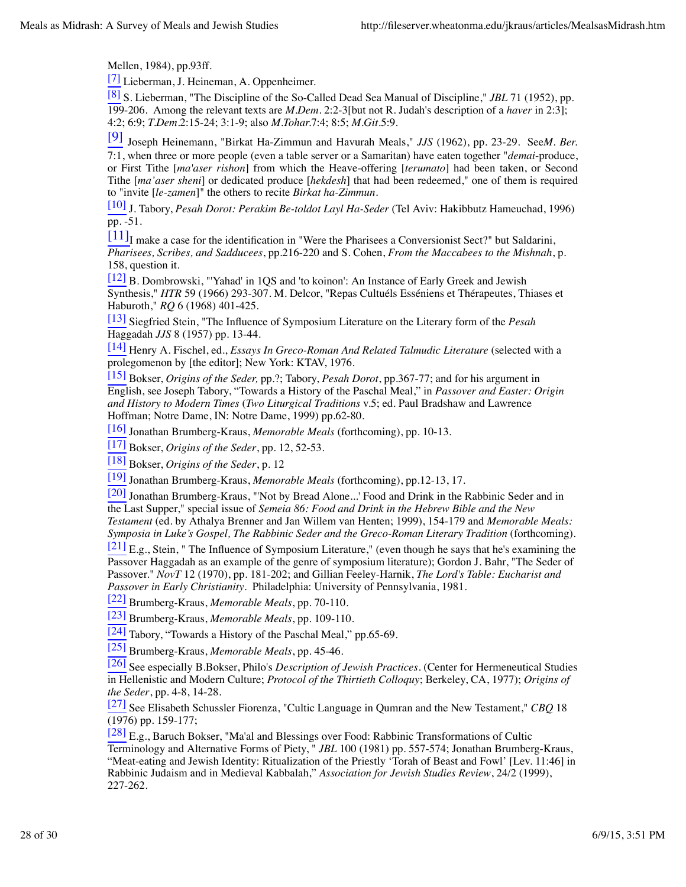Mellen, 1984), pp.93ff.

[7] Lieberman, J. Heineman, A. Oppenheimer.

[8] S. Lieberman, "The Discipline of the So-Called Dead Sea Manual of Discipline," *JBL* 71 (1952), pp. 199-206. Among the relevant texts are *M.Dem*. 2:2-3[but not R. Judah's description of a *haver* in 2:3]; 4:2; 6:9; *T.Dem*.2:15-24; 3:1-9; also *M.Tohar*.7:4; 8:5; *M.Git*.5:9.

[9] Joseph Heinemann, "Birkat Ha-Zimmun and Havurah Meals," *JJS* (1962), pp. 23-29. See*M. Ber.* 7:1, when three or more people (even a table server or a Samaritan) have eaten together "*demai*-produce, or First Tithe [*ma'aser rishon*] from which the Heave-offering [*terumato*] had been taken, or Second Tithe [*ma'aser sheni*] or dedicated produce [*hekdesh*] that had been redeemed," one of them is required to "invite [*le-zamen*]" the others to recite *Birkat ha-Zimmun*.

[10] J. Tabory, *Pesah Dorot: Perakim Be-toldot Layl Ha-Seder* (Tel Aviv: Hakibbutz Hameuchad, 1996) pp. -51.

[11]I make a case for the identification in "Were the Pharisees a Conversionist Sect?" but Saldarini, *Pharisees, Scribes, and Sadducees*, pp.216-220 and S. Cohen, *From the Maccabees to the Mishnah*, p. 158, question it.

[12] B. Dombrowski, "'Yahad' in 1QS and 'to koinon': An Instance of Early Greek and Jewish Synthesis," *HTR* 59 (1966) 293-307. M. Delcor, "Repas Cultuéls Esséniens et Thérapeutes, Thiases et Haburoth," *RQ* 6 (1968) 401-425.

[13] Siegfried Stein, "The Influence of Symposium Literature on the Literary form of the *Pesah* Haggadah *JJS* 8 (1957) pp. 13-44.

[14] Henry A. Fischel, ed., *Essays In Greco-Roman And Related Talmudic Literature* (selected with a prolegomenon by [the editor]; New York: KTAV, 1976.

[15] Bokser, *Origins of the Seder,* pp.?; Tabory, *Pesah Dorot*, pp.367-77; and for his argument in English, see Joseph Tabory, "Towards a History of the Paschal Meal," in *Passover and Easter: Origin and History to Modern Times* (*Two Liturgical Traditions* v.5; ed. Paul Bradshaw and Lawrence Hoffman; Notre Dame, IN: Notre Dame, 1999) pp.62-80.

[16] Jonathan Brumberg-Kraus, *Memorable Meals* (forthcoming), pp. 10-13.

[17] Bokser, *Origins of the Seder*, pp. 12, 52-53.

[18] Bokser, *Origins of the Seder*, p. 12

[19] Jonathan Brumberg-Kraus, *Memorable Meals* (forthcoming), pp.12-13, 17.

[20] Jonathan Brumberg-Kraus, "'Not by Bread Alone...' Food and Drink in the Rabbinic Seder and in the Last Supper," special issue of *Semeia 86: Food and Drink in the Hebrew Bible and the New Testament* (ed. by Athalya Brenner and Jan Willem van Henten; 1999), 154-179 and *Memorable Meals: Symposia in Luke's Gospel, The Rabbinic Seder and the Greco-Roman Literary Tradition* (forthcoming).

[21] E.g., Stein, " The Influence of Symposium Literature," (even though he says that he's examining the Passover Haggadah as an example of the genre of symposium literature); Gordon J. Bahr, "The Seder of Passover." *NovT* 12 (1970), pp. 181-202; and Gillian Feeley-Harnik, *The Lord's Table: Eucharist and Passover in Early Christianity*. Philadelphia: University of Pennsylvania, 1981.

[22] Brumberg-Kraus, *Memorable Meals*, pp. 70-110.

[23] Brumberg-Kraus, *Memorable Meals*, pp. 109-110.

[24] Tabory, "Towards a History of the Paschal Meal," pp.65-69.

[25] Brumberg-Kraus, *Memorable Meals*, pp. 45-46.

[26] See especially B.Bokser, Philo's *Description of Jewish Practices*. (Center for Hermeneutical Studies in Hellenistic and Modern Culture; *Protocol of the Thirtieth Colloquy*; Berkeley, CA, 1977); *Origins of the Seder*, pp. 4-8, 14-28.

[27] See Elisabeth Schussler Fiorenza, "Cultic Language in Qumran and the New Testament," *CBQ* 18 (1976) pp. 159-177;

[28] E.g., Baruch Bokser, "Ma'al and Blessings over Food: Rabbinic Transformations of Cultic Terminology and Alternative Forms of Piety, " *JBL* 100 (1981) pp. 557-574; Jonathan Brumberg-Kraus, "Meat-eating and Jewish Identity: Ritualization of the Priestly 'Torah of Beast and Fowl' [Lev. 11:46] in Rabbinic Judaism and in Medieval Kabbalah," *Association for Jewish Studies Review*, 24/2 (1999), 227-262.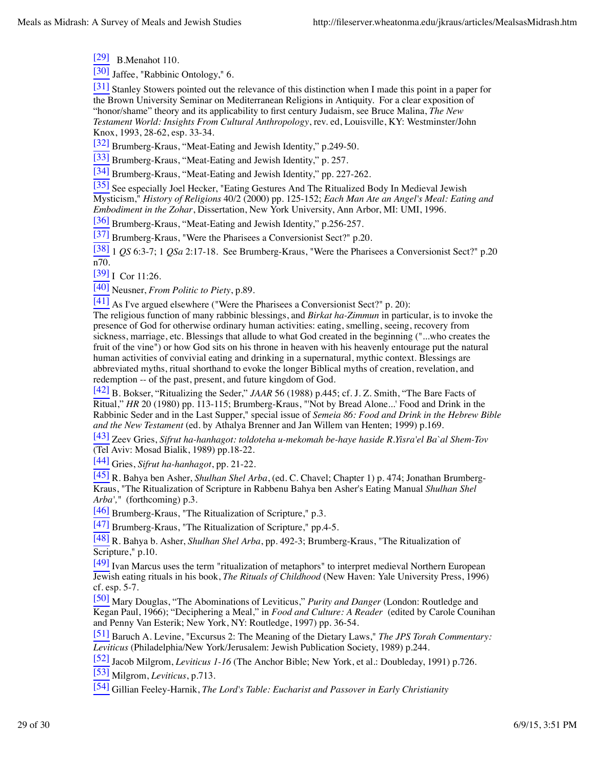[29] B.Menahot 110.

[30] Jaffee, "Rabbinic Ontology," 6.

[31] Stanley Stowers pointed out the relevance of this distinction when I made this point in a paper for the Brown University Seminar on Mediterranean Religions in Antiquity. For a clear exposition of “honor/shame” theory and its applicability to first century Judaism, see Bruce Malina, *The New Testament World: Insights From Cultural Anthropology*, rev. ed, Louisville, KY: Westminster/John Knox, 1993, 28-62, esp. 33-34.

[32] Brumberg-Kraus, “Meat-Eating and Jewish Identity,” p.249-50.

[33] Brumberg-Kraus, “Meat-Eating and Jewish Identity,” p. 257.

[34] Brumberg-Kraus, “Meat-Eating and Jewish Identity,” pp. 227-262.

[35] See especially Joel Hecker, "Eating Gestures And The Ritualized Body In Medieval Jewish Mysticism," *History of Religions* 40/2 (2000) pp. 125-152; *Each Man Ate an Angel's Meal: Eating and Embodiment in the Zohar*, Dissertation, New York University, Ann Arbor, MI: UMI, 1996.

[36] Brumberg-Kraus, “Meat-Eating and Jewish Identity,” p.256-257.

[37] Brumberg-Kraus, "Were the Pharisees a Conversionist Sect?" p.20.

[38] 1 *QS* 6:3-7; 1 *QSa* 2:17-18. See Brumberg-Kraus, "Were the Pharisees a Conversionist Sect?" p.20 n70.

[39] I Cor 11:26.

[40] Neusner, *From Politic to Piety*, p.89.

[41] As I've argued elsewhere ("Were the Pharisees a Conversionist Sect?" p. 20):
The religious function of many rabbinic blessings, and *Birkat ha-Zimmun* in particular, is to invoke the presence of God for otherwise ordinary human activities: eating, smelling, seeing, recovery from sickness, marriage, etc. Blessings that allude to what God created in the beginning ("...who creates the fruit of the vine") or how God sits on his throne in heaven with his heavenly entourage put the natural human activities of convivial eating and drinking in a supernatural, mythic context. Blessings are abbreviated myths, ritual shorthand to evoke the longer Biblical myths of creation, revelation, and redemption -- of the past, present, and future kingdom of God.

[42] B. Bokser, “Ritualizing the Seder,” *JAAR* 56 (1988) p.445; cf. J. Z. Smith, “The Bare Facts of Ritual,” *HR* 20 (1980) pp. 113-115; Brumberg-Kraus, "'Not by Bread Alone...' Food and Drink in the Rabbinic Seder and in the Last Supper," special issue of *Semeia 86: Food and Drink in the Hebrew Bible and the New Testament* (ed. by Athalya Brenner and Jan Willem van Henten; 1999) p.169.

[43] Zeev Gries, *Sifrut ha-hanhagot: toldoteha u-mekomah be-haye haside R.Yisra'el Ba`al Shem-Tov* (Tel Aviv: Mosad Bialik, 1989) pp.18-22.

[44] Gries, *Sifrut ha-hanhagot*, pp. 21-22.

[45] R. Bahya ben Asher, *Shulhan Shel Arba*, (ed. C. Chavel; Chapter 1) p. 474; Jonathan Brumberg-Kraus, "The Ritualization of Scripture in Rabbenu Bahya ben Asher's Eating Manual *Shulhan Shel Arba'*," (forthcoming) p.3.

[46] Brumberg-Kraus, "The Ritualization of Scripture," p.3.

[47] Brumberg-Kraus, "The Ritualization of Scripture," pp.4-5.

[48] R. Bahya b. Asher, *Shulhan Shel Arba*, pp. 492-3; Brumberg-Kraus, "The Ritualization of Scripture," p.10.

[49] Ivan Marcus uses the term "ritualization of metaphors" to interpret medieval Northern European Jewish eating rituals in his book, *The Rituals of Childhood* (New Haven: Yale University Press, 1996) cf. esp. 5-7.

[50] Mary Douglas, “The Abominations of Leviticus,” *Purity and Danger* (London: Routledge and Kegan Paul, 1966); “Deciphering a Meal,” in *Food and Culture: A Reader* (edited by Carole Counihan and Penny Van Esterik; New York, NY: Routledge, 1997) pp. 36-54.

[51] Baruch A. Levine, "Excursus 2: The Meaning of the Dietary Laws," *The JPS Torah Commentary: Leviticus* (Philadelphia/New York/Jerusalem: Jewish Publication Society, 1989) p.244.

[52] Jacob Milgrom, *Leviticus 1-16* (The Anchor Bible; New York, et al.: Doubleday, 1991) p.726.

[53] Milgrom, *Leviticus*, p.713.

[54] Gillian Feeley-Harnik, *The Lord's Table: Eucharist and Passover in Early Christianity*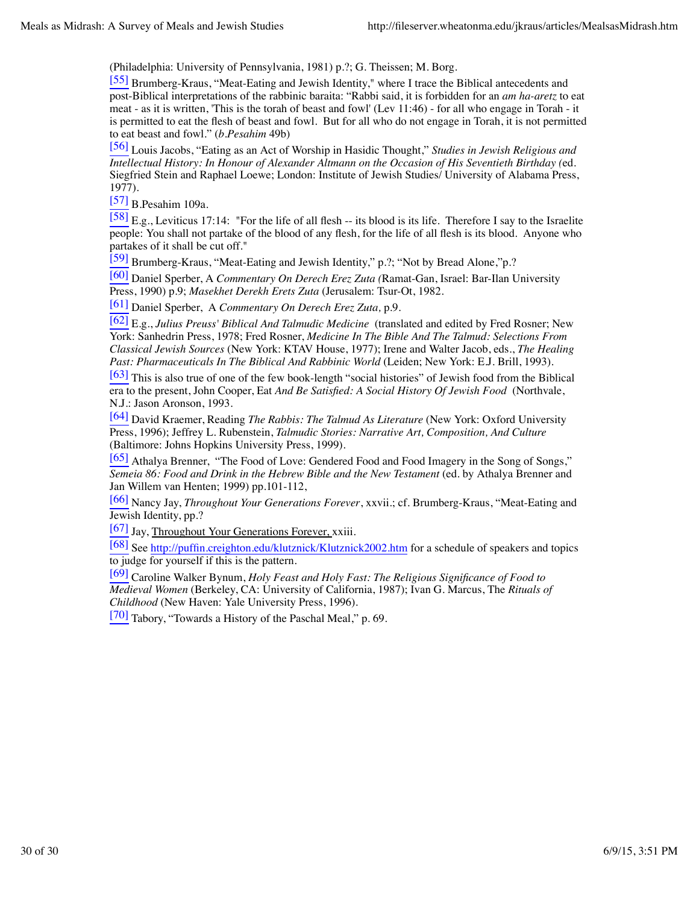(Philadelphia: University of Pennsylvania, 1981) p.?; G. Theissen; M. Borg.

[55] Brumberg-Kraus, "Meat-Eating and Jewish Identity," where I trace the Biblical antecedents and post-Biblical interpretations of the rabbinic baraita: "Rabbi said, it is forbidden for an *am ha-aretz* to eat meat - as it is written, 'This is the torah of beast and fowl' (Lev 11:46) - for all who engage in Torah - it is permitted to eat the flesh of beast and fowl. But for all who do not engage in Torah, it is not permitted to eat beast and fowl." (*b.Pesahim* 49b)

[56] Louis Jacobs, "Eating as an Act of Worship in Hasidic Thought," *Studies in Jewish Religious and Intellectual History: In Honour of Alexander Altmann on the Occasion of His Seventieth Birthday (*ed. Siegfried Stein and Raphael Loewe; London: Institute of Jewish Studies/ University of Alabama Press, 1977).

[57] B.Pesahim 109a.

[58] E.g., Leviticus 17:14: "For the life of all flesh -- its blood is its life. Therefore I say to the Israelite people: You shall not partake of the blood of any flesh, for the life of all flesh is its blood. Anyone who partakes of it shall be cut off."

[59] Brumberg-Kraus, "Meat-Eating and Jewish Identity," p.?; "Not by Bread Alone,"p.?

[60] Daniel Sperber, A *Commentary On Derech Erez Zuta (*Ramat-Gan, Israel: Bar-Ilan University Press, 1990) p.9; *Masekhet Derekh Erets Zuta* (Jerusalem: Tsur-Ot, 1982.

[61] Daniel Sperber, A *Commentary On Derech Erez Zuta,* p.9.

[62] E.g., *Julius Preuss' Biblical And Talmudic Medicine* (translated and edited by Fred Rosner; New York: Sanhedrin Press, 1978; Fred Rosner, *Medicine In The Bible And The Talmud: Selections From Classical Jewish Sources* (New York: KTAV House, 1977); Irene and Walter Jacob, eds., *The Healing Past: Pharmaceuticals In The Biblical And Rabbinic World* (Leiden; New York: E.J. Brill, 1993).

[63] This is also true of one of the few book-length "social histories" of Jewish food from the Biblical era to the present, John Cooper, Eat *And Be Satisfied: A Social History Of Jewish Food* (Northvale, N.J.: Jason Aronson, 1993.

[64] David Kraemer, Reading *The Rabbis: The Talmud As Literature* (New York: Oxford University Press, 1996); Jeffrey L. Rubenstein, *Talmudic Stories: Narrative Art, Composition, And Culture* (Baltimore: Johns Hopkins University Press, 1999).

[65] Athalya Brenner, "The Food of Love: Gendered Food and Food Imagery in the Song of Songs," *Semeia 86: Food and Drink in the Hebrew Bible and the New Testament* (ed. by Athalya Brenner and Jan Willem van Henten; 1999) pp.101-112,

[66] Nancy Jay, *Throughout Your Generations Forever*, xxvii.; cf. Brumberg-Kraus, "Meat-Eating and Jewish Identity, pp.?

[67] Jay, Throughout Your Generations Forever, xxiii.

[68] See http://puffin.creighton.edu/klutznick/Klutznick2002.htm for a schedule of speakers and topics to judge for yourself if this is the pattern.

[69] Caroline Walker Bynum, *Holy Feast and Holy Fast: The Religious Significance of Food to Medieval Women* (Berkeley, CA: University of California, 1987); Ivan G. Marcus, The *Rituals of Childhood* (New Haven: Yale University Press, 1996).

[70] Tabory, "Towards a History of the Paschal Meal," p. 69.